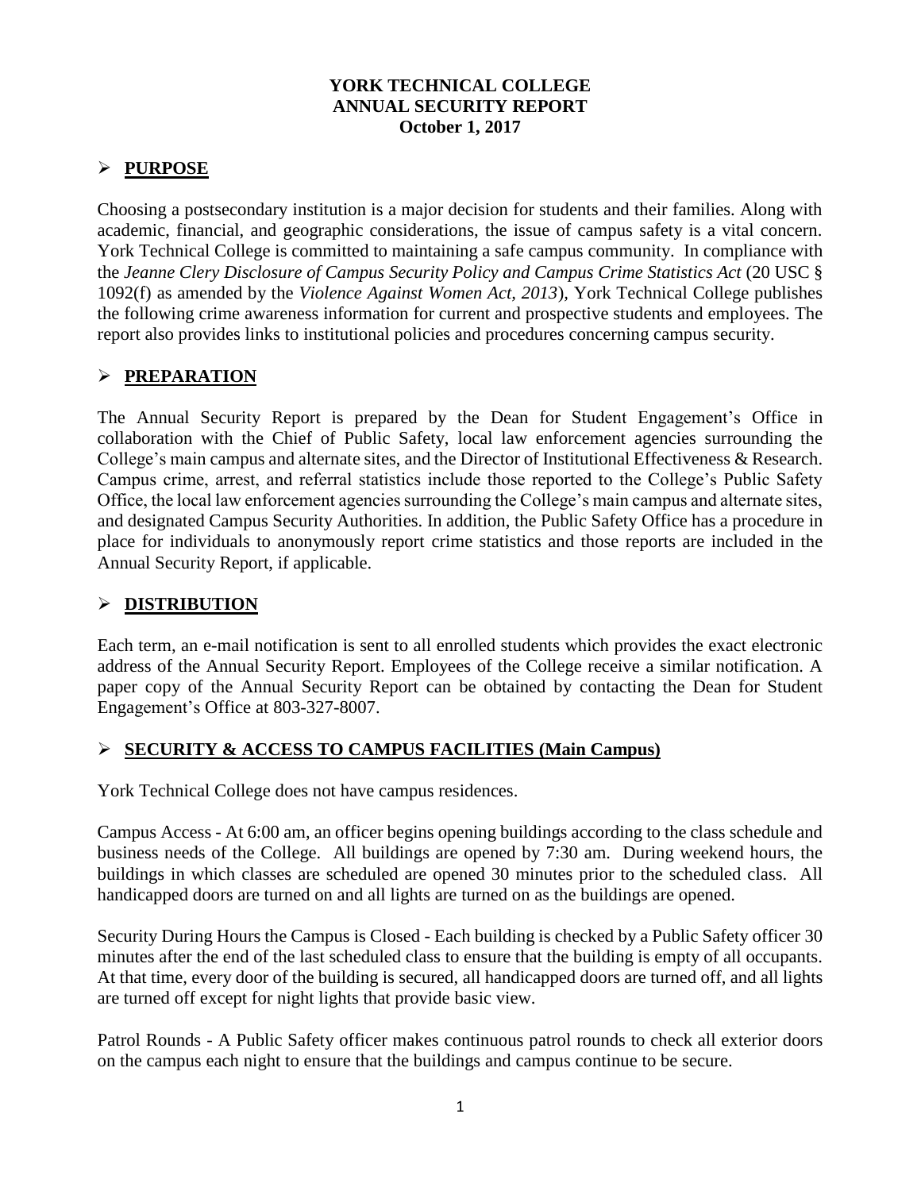# YORK TECHNICAL COLLEGE
# ANNUAL SECURITY REPORT
# October 1, 2017

## ➢ PURPOSE

Choosing a postsecondary institution is a major decision for students and their families. Along with academic, financial, and geographic considerations, the issue of campus safety is a vital concern. York Technical College is committed to maintaining a safe campus community. In compliance with the *Jeanne Clery Disclosure of Campus Security Policy and Campus Crime Statistics Act* (20 USC § 1092(f) as amended by the *Violence Against Women Act, 2013*), York Technical College publishes the following crime awareness information for current and prospective students and employees. The report also provides links to institutional policies and procedures concerning campus security.

## ➢ PREPARATION

The Annual Security Report is prepared by the Dean for Student Engagement's Office in collaboration with the Chief of Public Safety, local law enforcement agencies surrounding the College's main campus and alternate sites, and the Director of Institutional Effectiveness & Research. Campus crime, arrest, and referral statistics include those reported to the College's Public Safety Office, the local law enforcement agencies surrounding the College's main campus and alternate sites, and designated Campus Security Authorities. In addition, the Public Safety Office has a procedure in place for individuals to anonymously report crime statistics and those reports are included in the Annual Security Report, if applicable.

## ➢ DISTRIBUTION

Each term, an e-mail notification is sent to all enrolled students which provides the exact electronic address of the Annual Security Report. Employees of the College receive a similar notification. A paper copy of the Annual Security Report can be obtained by contacting the Dean for Student Engagement's Office at 803-327-8007.

## ➢ SECURITY & ACCESS TO CAMPUS FACILITIES (Main Campus)

York Technical College does not have campus residences.

Campus Access - At 6:00 am, an officer begins opening buildings according to the class schedule and business needs of the College. All buildings are opened by 7:30 am. During weekend hours, the buildings in which classes are scheduled are opened 30 minutes prior to the scheduled class. All handicapped doors are turned on and all lights are turned on as the buildings are opened.

Security During Hours the Campus is Closed - Each building is checked by a Public Safety officer 30 minutes after the end of the last scheduled class to ensure that the building is empty of all occupants. At that time, every door of the building is secured, all handicapped doors are turned off, and all lights are turned off except for night lights that provide basic view.

Patrol Rounds - A Public Safety officer makes continuous patrol rounds to check all exterior doors on the campus each night to ensure that the buildings and campus continue to be secure.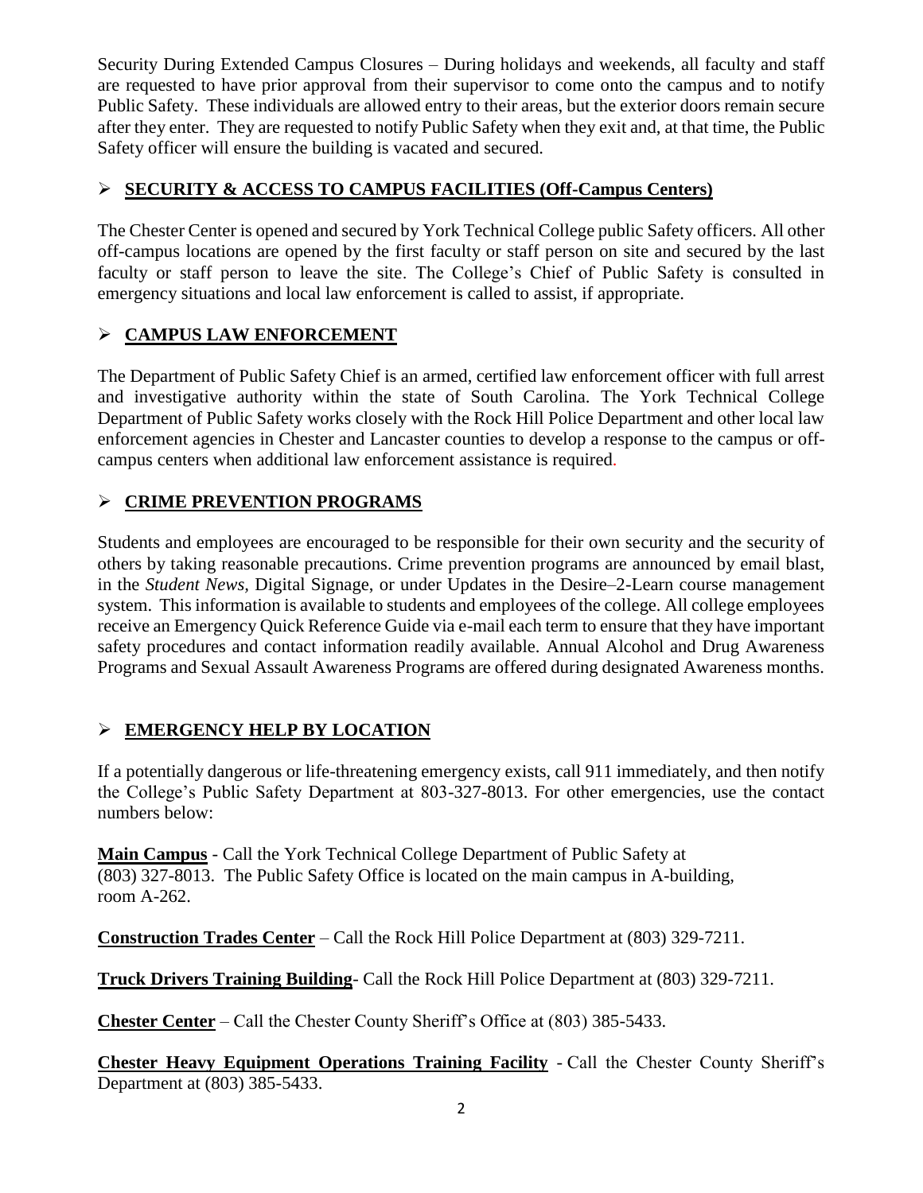Security During Extended Campus Closures – During holidays and weekends, all faculty and staff are requested to have prior approval from their supervisor to come onto the campus and to notify Public Safety. These individuals are allowed entry to their areas, but the exterior doors remain secure after they enter. They are requested to notify Public Safety when they exit and, at that time, the Public Safety officer will ensure the building is vacated and secured.

## SECURITY & ACCESS TO CAMPUS FACILITIES (Off-Campus Centers)

The Chester Center is opened and secured by York Technical College public Safety officers. All other off-campus locations are opened by the first faculty or staff person on site and secured by the last faculty or staff person to leave the site. The College's Chief of Public Safety is consulted in emergency situations and local law enforcement is called to assist, if appropriate.

## CAMPUS LAW ENFORCEMENT

The Department of Public Safety Chief is an armed, certified law enforcement officer with full arrest and investigative authority within the state of South Carolina. The York Technical College Department of Public Safety works closely with the Rock Hill Police Department and other local law enforcement agencies in Chester and Lancaster counties to develop a response to the campus or off-campus centers when additional law enforcement assistance is required.

## CRIME PREVENTION PROGRAMS

Students and employees are encouraged to be responsible for their own security and the security of others by taking reasonable precautions. Crime prevention programs are announced by email blast, in the *Student News*, Digital Signage, or under Updates in the Desire–2-Learn course management system. This information is available to students and employees of the college. All college employees receive an Emergency Quick Reference Guide via e-mail each term to ensure that they have important safety procedures and contact information readily available. Annual Alcohol and Drug Awareness Programs and Sexual Assault Awareness Programs are offered during designated Awareness months.

## EMERGENCY HELP BY LOCATION

If a potentially dangerous or life-threatening emergency exists, call 911 immediately, and then notify the College's Public Safety Department at 803-327-8013. For other emergencies, use the contact numbers below:

**Main Campus** - Call the York Technical College Department of Public Safety at (803) 327-8013. The Public Safety Office is located on the main campus in A-building, room A-262.

**Construction Trades Center** – Call the Rock Hill Police Department at (803) 329-7211.

**Truck Drivers Training Building**- Call the Rock Hill Police Department at (803) 329-7211.

**Chester Center** – Call the Chester County Sheriff's Office at (803) 385-5433.

**Chester Heavy Equipment Operations Training Facility** - Call the Chester County Sheriff's Department at (803) 385-5433.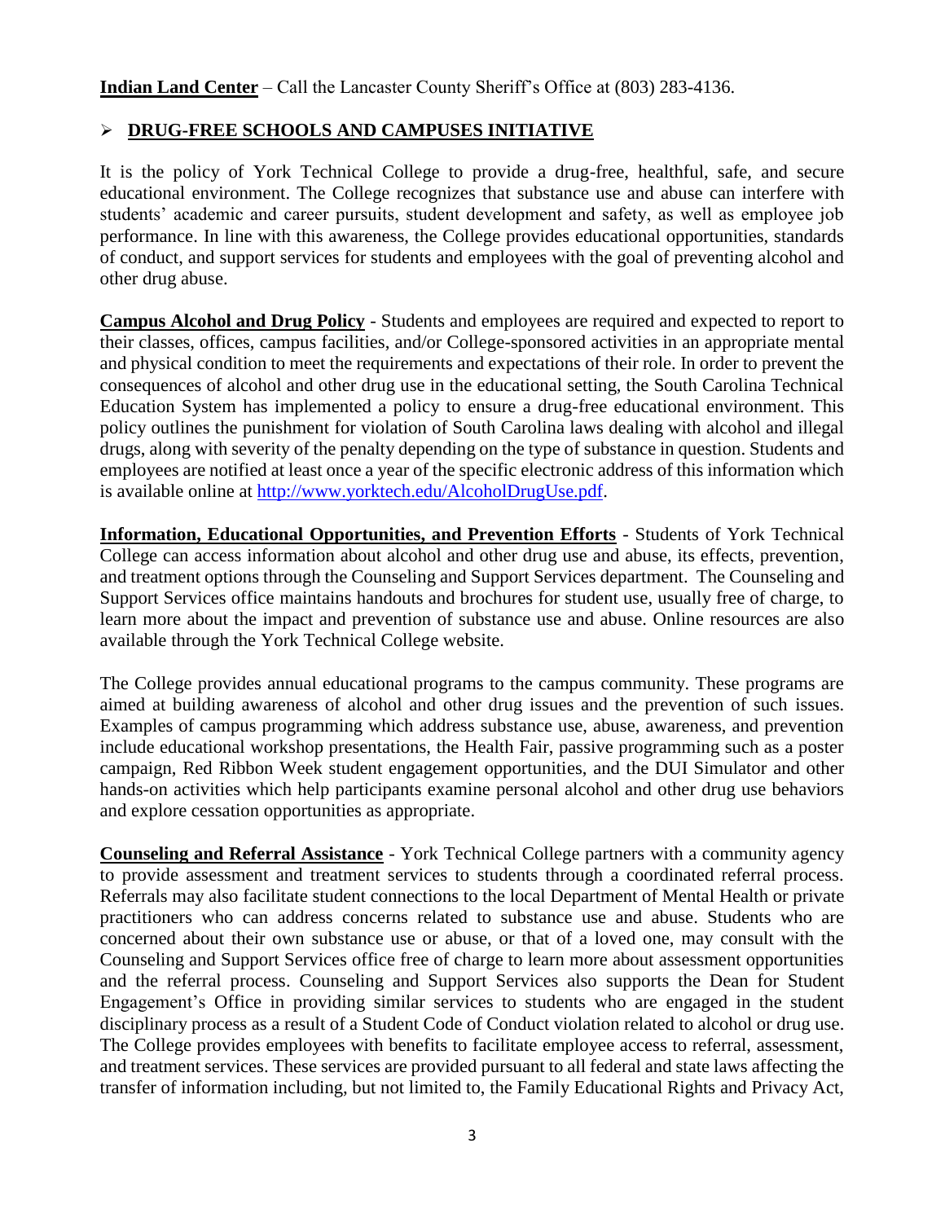**Indian Land Center** – Call the Lancaster County Sheriff's Office at (803) 283-4136.

## ➢ DRUG-FREE SCHOOLS AND CAMPUSES INITIATIVE

It is the policy of York Technical College to provide a drug-free, healthful, safe, and secure educational environment. The College recognizes that substance use and abuse can interfere with students' academic and career pursuits, student development and safety, as well as employee job performance. In line with this awareness, the College provides educational opportunities, standards of conduct, and support services for students and employees with the goal of preventing alcohol and other drug abuse.

**Campus Alcohol and Drug Policy** - Students and employees are required and expected to report to their classes, offices, campus facilities, and/or College-sponsored activities in an appropriate mental and physical condition to meet the requirements and expectations of their role. In order to prevent the consequences of alcohol and other drug use in the educational setting, the South Carolina Technical Education System has implemented a policy to ensure a drug-free educational environment. This policy outlines the punishment for violation of South Carolina laws dealing with alcohol and illegal drugs, along with severity of the penalty depending on the type of substance in question. Students and employees are notified at least once a year of the specific electronic address of this information which is available online at http://www.yorktech.edu/AlcoholDrugUse.pdf.

**Information, Educational Opportunities, and Prevention Efforts** - Students of York Technical College can access information about alcohol and other drug use and abuse, its effects, prevention, and treatment options through the Counseling and Support Services department. The Counseling and Support Services office maintains handouts and brochures for student use, usually free of charge, to learn more about the impact and prevention of substance use and abuse. Online resources are also available through the York Technical College website.

The College provides annual educational programs to the campus community. These programs are aimed at building awareness of alcohol and other drug issues and the prevention of such issues. Examples of campus programming which address substance use, abuse, awareness, and prevention include educational workshop presentations, the Health Fair, passive programming such as a poster campaign, Red Ribbon Week student engagement opportunities, and the DUI Simulator and other hands-on activities which help participants examine personal alcohol and other drug use behaviors and explore cessation opportunities as appropriate.

**Counseling and Referral Assistance** - York Technical College partners with a community agency to provide assessment and treatment services to students through a coordinated referral process. Referrals may also facilitate student connections to the local Department of Mental Health or private practitioners who can address concerns related to substance use and abuse. Students who are concerned about their own substance use or abuse, or that of a loved one, may consult with the Counseling and Support Services office free of charge to learn more about assessment opportunities and the referral process. Counseling and Support Services also supports the Dean for Student Engagement's Office in providing similar services to students who are engaged in the student disciplinary process as a result of a Student Code of Conduct violation related to alcohol or drug use. The College provides employees with benefits to facilitate employee access to referral, assessment, and treatment services. These services are provided pursuant to all federal and state laws affecting the transfer of information including, but not limited to, the Family Educational Rights and Privacy Act,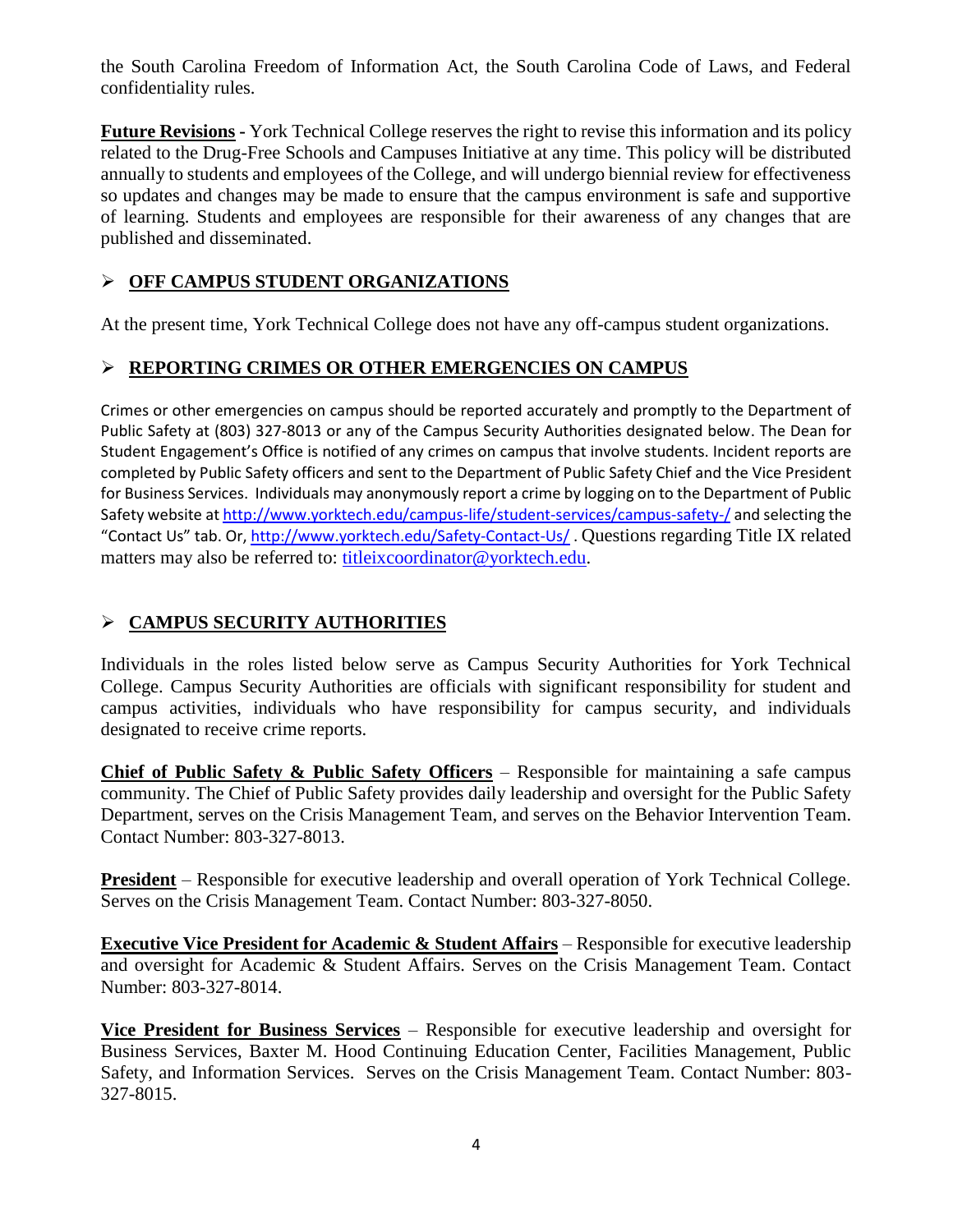the South Carolina Freedom of Information Act, the South Carolina Code of Laws, and Federal confidentiality rules.

**Future Revisions** - York Technical College reserves the right to revise this information and its policy related to the Drug-Free Schools and Campuses Initiative at any time. This policy will be distributed annually to students and employees of the College, and will undergo biennial review for effectiveness so updates and changes may be made to ensure that the campus environment is safe and supportive of learning. Students and employees are responsible for their awareness of any changes that are published and disseminated.

## ➢ OFF CAMPUS STUDENT ORGANIZATIONS

At the present time, York Technical College does not have any off-campus student organizations.

## ➢ REPORTING CRIMES OR OTHER EMERGENCIES ON CAMPUS

Crimes or other emergencies on campus should be reported accurately and promptly to the Department of Public Safety at (803) 327-8013 or any of the Campus Security Authorities designated below. The Dean for Student Engagement's Office is notified of any crimes on campus that involve students. Incident reports are completed by Public Safety officers and sent to the Department of Public Safety Chief and the Vice President for Business Services. Individuals may anonymously report a crime by logging on to the Department of Public Safety website at http://www.yorktech.edu/campus-life/student-services/campus-safety-/ and selecting the "Contact Us" tab. Or, http://www.yorktech.edu/Safety-Contact-Us/ . Questions regarding Title IX related matters may also be referred to: titleixcoordinator@yorktech.edu.

## ➢ CAMPUS SECURITY AUTHORITIES

Individuals in the roles listed below serve as Campus Security Authorities for York Technical College. Campus Security Authorities are officials with significant responsibility for student and campus activities, individuals who have responsibility for campus security, and individuals designated to receive crime reports.

**Chief of Public Safety & Public Safety Officers** – Responsible for maintaining a safe campus community. The Chief of Public Safety provides daily leadership and oversight for the Public Safety Department, serves on the Crisis Management Team, and serves on the Behavior Intervention Team. Contact Number: 803-327-8013.

**President** – Responsible for executive leadership and overall operation of York Technical College. Serves on the Crisis Management Team. Contact Number: 803-327-8050.

**Executive Vice President for Academic & Student Affairs** – Responsible for executive leadership and oversight for Academic & Student Affairs. Serves on the Crisis Management Team. Contact Number: 803-327-8014.

**Vice President for Business Services** – Responsible for executive leadership and oversight for Business Services, Baxter M. Hood Continuing Education Center, Facilities Management, Public Safety, and Information Services. Serves on the Crisis Management Team. Contact Number: 803-327-8015.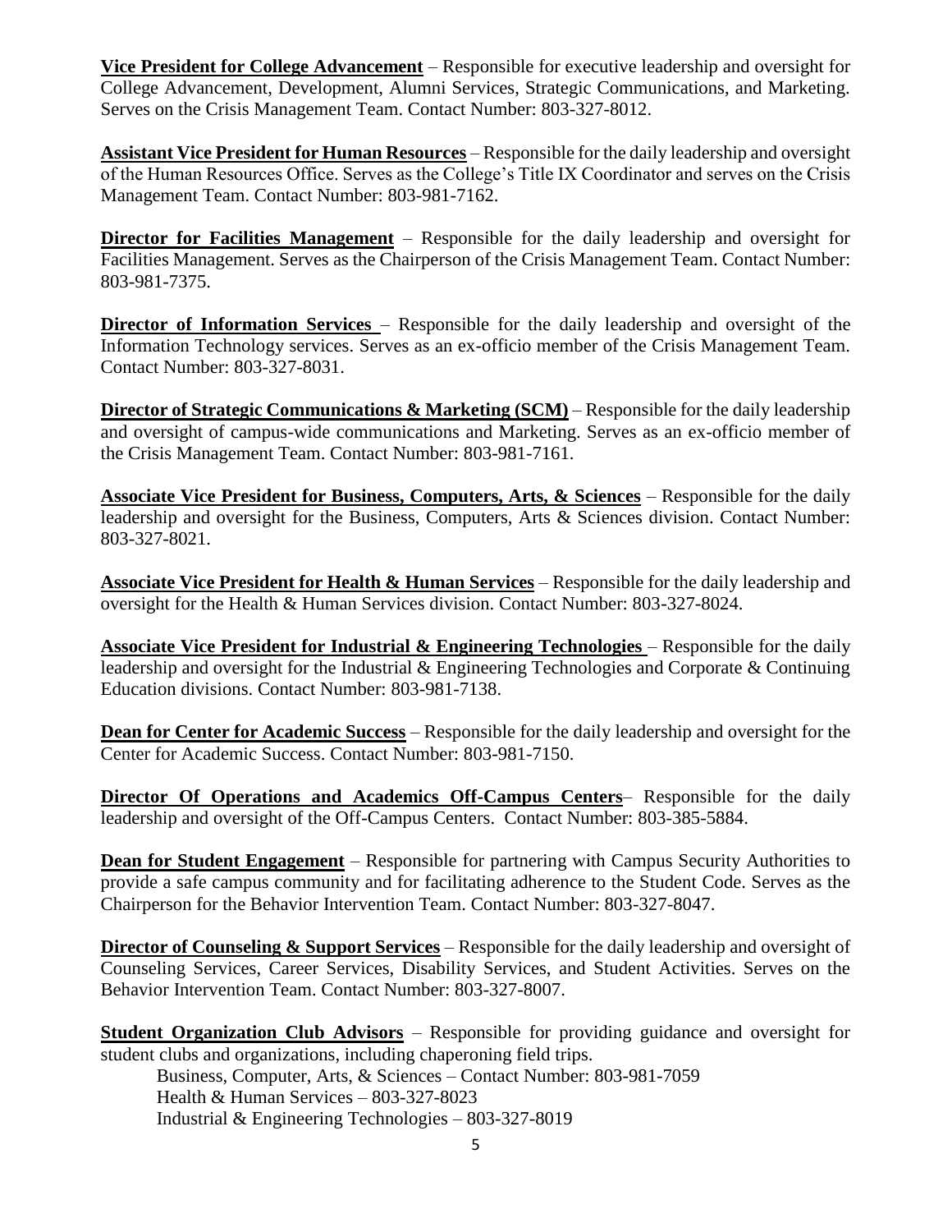**Vice President for College Advancement** – Responsible for executive leadership and oversight for College Advancement, Development, Alumni Services, Strategic Communications, and Marketing. Serves on the Crisis Management Team. Contact Number: 803-327-8012.

**Assistant Vice President for Human Resources** – Responsible for the daily leadership and oversight of the Human Resources Office. Serves as the College's Title IX Coordinator and serves on the Crisis Management Team. Contact Number: 803-981-7162.

**Director for Facilities Management** – Responsible for the daily leadership and oversight for Facilities Management. Serves as the Chairperson of the Crisis Management Team. Contact Number: 803-981-7375.

**Director of Information Services** – Responsible for the daily leadership and oversight of the Information Technology services. Serves as an ex-officio member of the Crisis Management Team. Contact Number: 803-327-8031.

**Director of Strategic Communications & Marketing (SCM)** – Responsible for the daily leadership and oversight of campus-wide communications and Marketing. Serves as an ex-officio member of the Crisis Management Team. Contact Number: 803-981-7161.

**Associate Vice President for Business, Computers, Arts, & Sciences** – Responsible for the daily leadership and oversight for the Business, Computers, Arts & Sciences division. Contact Number: 803-327-8021.

**Associate Vice President for Health & Human Services** – Responsible for the daily leadership and oversight for the Health & Human Services division. Contact Number: 803-327-8024.

**Associate Vice President for Industrial & Engineering Technologies** – Responsible for the daily leadership and oversight for the Industrial & Engineering Technologies and Corporate & Continuing Education divisions. Contact Number: 803-981-7138.

**Dean for Center for Academic Success** – Responsible for the daily leadership and oversight for the Center for Academic Success. Contact Number: 803-981-7150.

**Director Of Operations and Academics Off-Campus Centers**– Responsible for the daily leadership and oversight of the Off-Campus Centers. Contact Number: 803-385-5884.

**Dean for Student Engagement** – Responsible for partnering with Campus Security Authorities to provide a safe campus community and for facilitating adherence to the Student Code. Serves as the Chairperson for the Behavior Intervention Team. Contact Number: 803-327-8047.

**Director of Counseling & Support Services** – Responsible for the daily leadership and oversight of Counseling Services, Career Services, Disability Services, and Student Activities. Serves on the Behavior Intervention Team. Contact Number: 803-327-8007.

**Student Organization Club Advisors** – Responsible for providing guidance and oversight for student clubs and organizations, including chaperoning field trips.

Business, Computer, Arts, & Sciences – Contact Number: 803-981-7059
Health & Human Services – 803-327-8023
Industrial & Engineering Technologies – 803-327-8019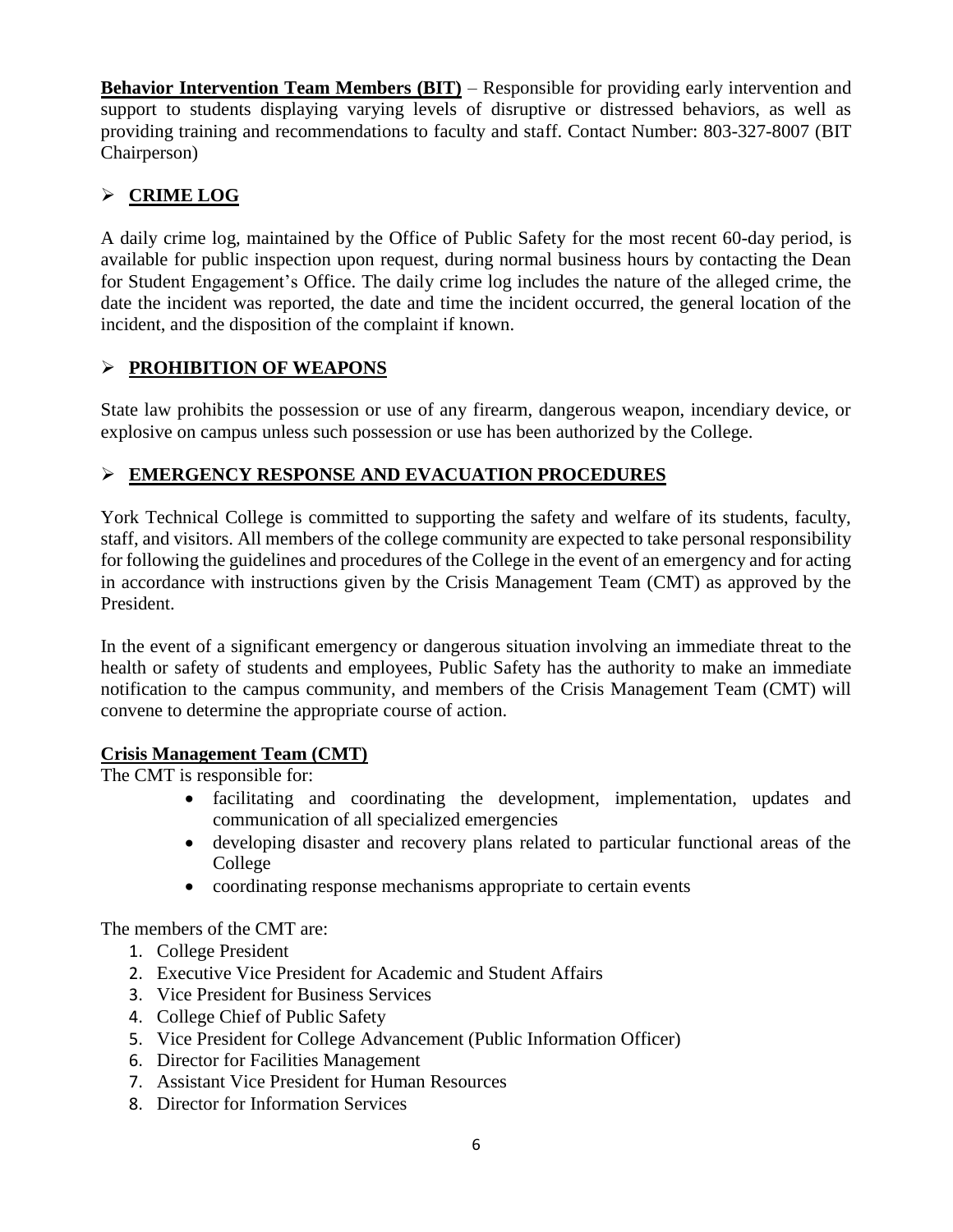**Behavior Intervention Team Members (BIT)** – Responsible for providing early intervention and support to students displaying varying levels of disruptive or distressed behaviors, as well as providing training and recommendations to faculty and staff. Contact Number: 803-327-8007 (BIT Chairperson)

## ➢ CRIME LOG

A daily crime log, maintained by the Office of Public Safety for the most recent 60-day period, is available for public inspection upon request, during normal business hours by contacting the Dean for Student Engagement's Office. The daily crime log includes the nature of the alleged crime, the date the incident was reported, the date and time the incident occurred, the general location of the incident, and the disposition of the complaint if known.

## ➢ PROHIBITION OF WEAPONS

State law prohibits the possession or use of any firearm, dangerous weapon, incendiary device, or explosive on campus unless such possession or use has been authorized by the College.

## ➢ EMERGENCY RESPONSE AND EVACUATION PROCEDURES

York Technical College is committed to supporting the safety and welfare of its students, faculty, staff, and visitors. All members of the college community are expected to take personal responsibility for following the guidelines and procedures of the College in the event of an emergency and for acting in accordance with instructions given by the Crisis Management Team (CMT) as approved by the President.

In the event of a significant emergency or dangerous situation involving an immediate threat to the health or safety of students and employees, Public Safety has the authority to make an immediate notification to the campus community, and members of the Crisis Management Team (CMT) will convene to determine the appropriate course of action.

### Crisis Management Team (CMT)

The CMT is responsible for:

- facilitating and coordinating the development, implementation, updates and communication of all specialized emergencies
- developing disaster and recovery plans related to particular functional areas of the College
- coordinating response mechanisms appropriate to certain events

The members of the CMT are:

1. College President
2. Executive Vice President for Academic and Student Affairs
3. Vice President for Business Services
4. College Chief of Public Safety
5. Vice President for College Advancement (Public Information Officer)
6. Director for Facilities Management
7. Assistant Vice President for Human Resources
8. Director for Information Services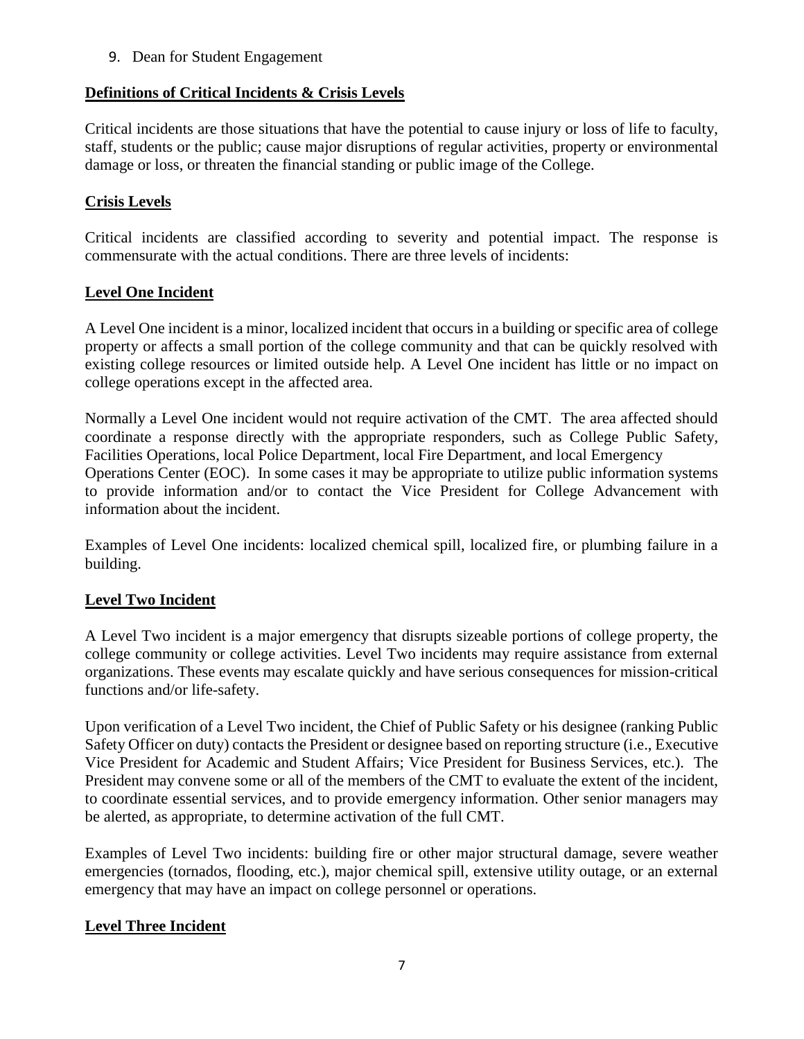9. Dean for Student Engagement

## Definitions of Critical Incidents & Crisis Levels

Critical incidents are those situations that have the potential to cause injury or loss of life to faculty, staff, students or the public; cause major disruptions of regular activities, property or environmental damage or loss, or threaten the financial standing or public image of the College.

## Crisis Levels

Critical incidents are classified according to severity and potential impact. The response is commensurate with the actual conditions. There are three levels of incidents:

### Level One Incident

A Level One incident is a minor, localized incident that occurs in a building or specific area of college property or affects a small portion of the college community and that can be quickly resolved with existing college resources or limited outside help. A Level One incident has little or no impact on college operations except in the affected area.

Normally a Level One incident would not require activation of the CMT. The area affected should coordinate a response directly with the appropriate responders, such as College Public Safety, Facilities Operations, local Police Department, local Fire Department, and local Emergency Operations Center (EOC). In some cases it may be appropriate to utilize public information systems to provide information and/or to contact the Vice President for College Advancement with information about the incident.

Examples of Level One incidents: localized chemical spill, localized fire, or plumbing failure in a building.

### Level Two Incident

A Level Two incident is a major emergency that disrupts sizeable portions of college property, the college community or college activities. Level Two incidents may require assistance from external organizations. These events may escalate quickly and have serious consequences for mission-critical functions and/or life-safety.

Upon verification of a Level Two incident, the Chief of Public Safety or his designee (ranking Public Safety Officer on duty) contacts the President or designee based on reporting structure (i.e., Executive Vice President for Academic and Student Affairs; Vice President for Business Services, etc.). The President may convene some or all of the members of the CMT to evaluate the extent of the incident, to coordinate essential services, and to provide emergency information. Other senior managers may be alerted, as appropriate, to determine activation of the full CMT.

Examples of Level Two incidents: building fire or other major structural damage, severe weather emergencies (tornados, flooding, etc.), major chemical spill, extensive utility outage, or an external emergency that may have an impact on college personnel or operations.

### Level Three Incident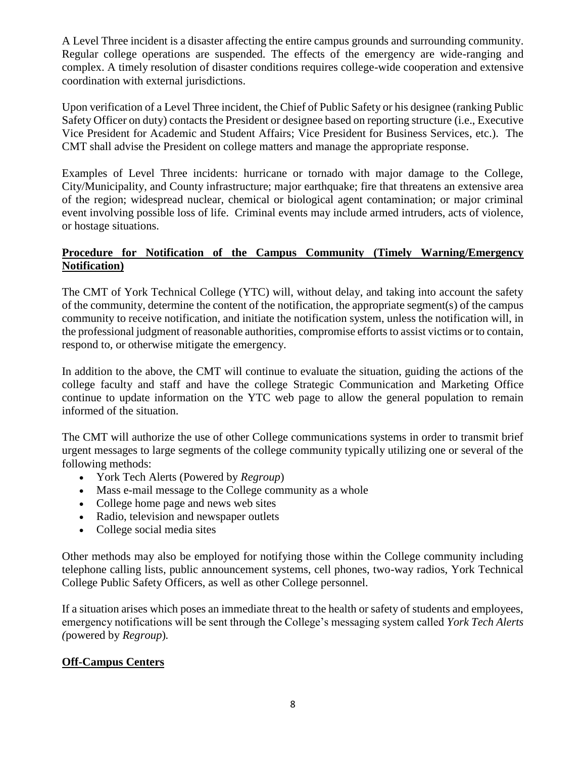A Level Three incident is a disaster affecting the entire campus grounds and surrounding community. Regular college operations are suspended. The effects of the emergency are wide-ranging and complex. A timely resolution of disaster conditions requires college-wide cooperation and extensive coordination with external jurisdictions.

Upon verification of a Level Three incident, the Chief of Public Safety or his designee (ranking Public Safety Officer on duty) contacts the President or designee based on reporting structure (i.e., Executive Vice President for Academic and Student Affairs; Vice President for Business Services, etc.). The CMT shall advise the President on college matters and manage the appropriate response.

Examples of Level Three incidents: hurricane or tornado with major damage to the College, City/Municipality, and County infrastructure; major earthquake; fire that threatens an extensive area of the region; widespread nuclear, chemical or biological agent contamination; or major criminal event involving possible loss of life. Criminal events may include armed intruders, acts of violence, or hostage situations.

**Procedure for Notification of the Campus Community (Timely Warning/Emergency Notification)**

The CMT of York Technical College (YTC) will, without delay, and taking into account the safety of the community, determine the content of the notification, the appropriate segment(s) of the campus community to receive notification, and initiate the notification system, unless the notification will, in the professional judgment of reasonable authorities, compromise efforts to assist victims or to contain, respond to, or otherwise mitigate the emergency.

In addition to the above, the CMT will continue to evaluate the situation, guiding the actions of the college faculty and staff and have the college Strategic Communication and Marketing Office continue to update information on the YTC web page to allow the general population to remain informed of the situation.

The CMT will authorize the use of other College communications systems in order to transmit brief urgent messages to large segments of the college community typically utilizing one or several of the following methods:

- York Tech Alerts (Powered by *Regroup*)
- Mass e-mail message to the College community as a whole
- College home page and news web sites
- Radio, television and newspaper outlets
- College social media sites

Other methods may also be employed for notifying those within the College community including telephone calling lists, public announcement systems, cell phones, two-way radios, York Technical College Public Safety Officers, as well as other College personnel.

If a situation arises which poses an immediate threat to the health or safety of students and employees, emergency notifications will be sent through the College's messaging system called *York Tech Alerts (*powered by *Regroup*)*.*

**Off-Campus Centers**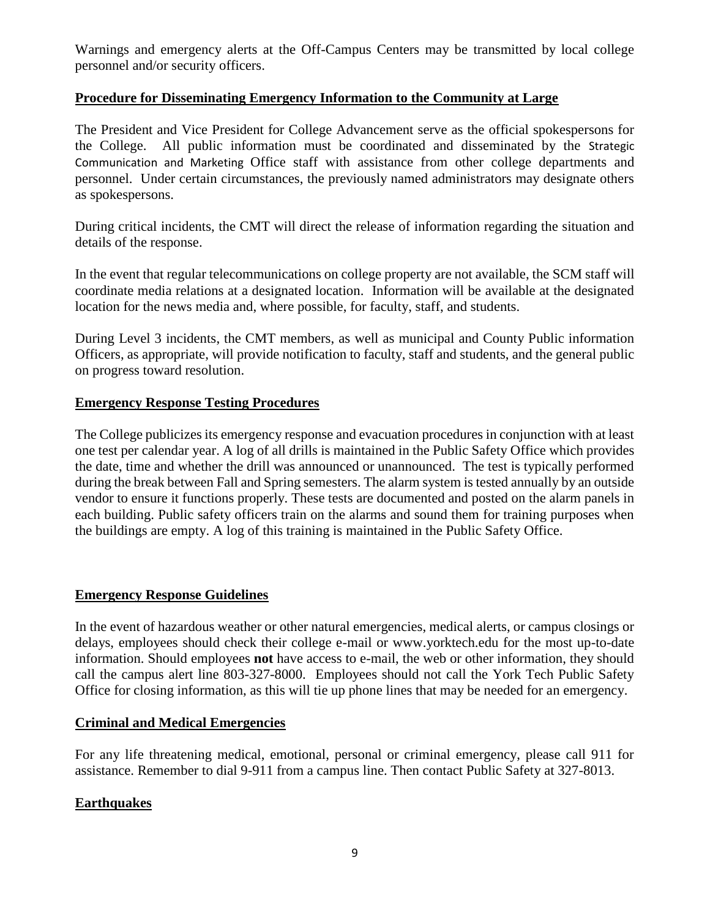Warnings and emergency alerts at the Off-Campus Centers may be transmitted by local college personnel and/or security officers.

## Procedure for Disseminating Emergency Information to the Community at Large

The President and Vice President for College Advancement serve as the official spokespersons for the College. All public information must be coordinated and disseminated by the Strategic Communication and Marketing Office staff with assistance from other college departments and personnel. Under certain circumstances, the previously named administrators may designate others as spokespersons.

During critical incidents, the CMT will direct the release of information regarding the situation and details of the response.

In the event that regular telecommunications on college property are not available, the SCM staff will coordinate media relations at a designated location. Information will be available at the designated location for the news media and, where possible, for faculty, staff, and students.

During Level 3 incidents, the CMT members, as well as municipal and County Public information Officers, as appropriate, will provide notification to faculty, staff and students, and the general public on progress toward resolution.

## Emergency Response Testing Procedures

The College publicizes its emergency response and evacuation procedures in conjunction with at least one test per calendar year. A log of all drills is maintained in the Public Safety Office which provides the date, time and whether the drill was announced or unannounced. The test is typically performed during the break between Fall and Spring semesters. The alarm system is tested annually by an outside vendor to ensure it functions properly. These tests are documented and posted on the alarm panels in each building. Public safety officers train on the alarms and sound them for training purposes when the buildings are empty. A log of this training is maintained in the Public Safety Office.

## Emergency Response Guidelines

In the event of hazardous weather or other natural emergencies, medical alerts, or campus closings or delays, employees should check their college e-mail or www.yorktech.edu for the most up-to-date information. Should employees **not** have access to e-mail, the web or other information, they should call the campus alert line 803-327-8000. Employees should not call the York Tech Public Safety Office for closing information, as this will tie up phone lines that may be needed for an emergency.

## Criminal and Medical Emergencies

For any life threatening medical, emotional, personal or criminal emergency, please call 911 for assistance. Remember to dial 9-911 from a campus line. Then contact Public Safety at 327-8013.

## Earthquakes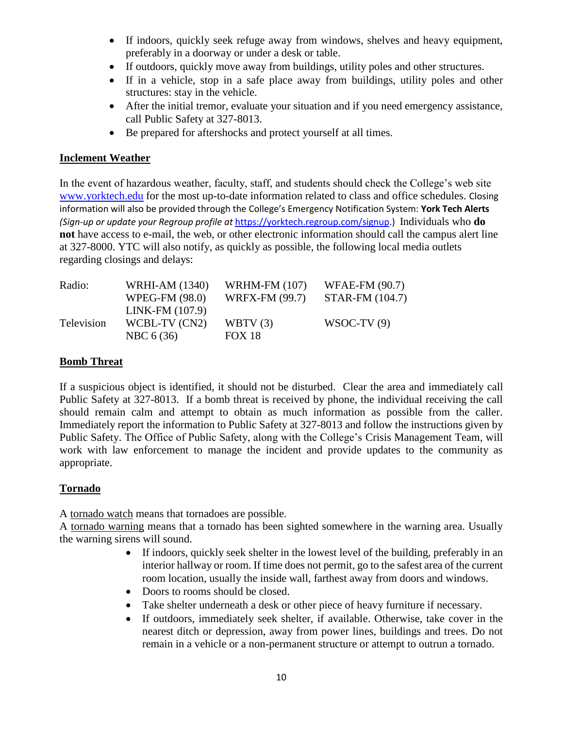- If indoors, quickly seek refuge away from windows, shelves and heavy equipment, preferably in a doorway or under a desk or table.
- If outdoors, quickly move away from buildings, utility poles and other structures.
- If in a vehicle, stop in a safe place away from buildings, utility poles and other structures: stay in the vehicle.
- After the initial tremor, evaluate your situation and if you need emergency assistance, call Public Safety at 327-8013.
- Be prepared for aftershocks and protect yourself at all times.

## Inclement Weather

In the event of hazardous weather, faculty, staff, and students should check the College's web site www.yorktech.edu for the most up-to-date information related to class and office schedules. Closing information will also be provided through the College's Emergency Notification System: **York Tech Alerts** *(Sign-up or update your Regroup profile at* https://yorktech.regroup.com/signup.) Individuals who **do not** have access to e-mail, the web, or other electronic information should call the campus alert line at 327-8000. YTC will also notify, as quickly as possible, the following local media outlets regarding closings and delays:

| | | | |
|---|---|---|---|
| Radio: | WRHI-AM (1340) | WRHM-FM (107) | WFAE-FM (90.7) |
| | WPEG-FM (98.0) | WRFX-FM (99.7) | STAR-FM (104.7) |
| | LINK-FM (107.9) | | |
| Television | WCBL-TV (CN2) | WBTV (3) | WSOC-TV (9) |
| | NBC 6 (36) | FOX 18 | |

## Bomb Threat

If a suspicious object is identified, it should not be disturbed. Clear the area and immediately call Public Safety at 327-8013. If a bomb threat is received by phone, the individual receiving the call should remain calm and attempt to obtain as much information as possible from the caller. Immediately report the information to Public Safety at 327-8013 and follow the instructions given by Public Safety. The Office of Public Safety, along with the College's Crisis Management Team, will work with law enforcement to manage the incident and provide updates to the community as appropriate.

## Tornado

A tornado watch means that tornadoes are possible.
A tornado warning means that a tornado has been sighted somewhere in the warning area. Usually the warning sirens will sound.

- If indoors, quickly seek shelter in the lowest level of the building, preferably in an interior hallway or room. If time does not permit, go to the safest area of the current room location, usually the inside wall, farthest away from doors and windows.
- Doors to rooms should be closed.
- Take shelter underneath a desk or other piece of heavy furniture if necessary.
- If outdoors, immediately seek shelter, if available. Otherwise, take cover in the nearest ditch or depression, away from power lines, buildings and trees. Do not remain in a vehicle or a non-permanent structure or attempt to outrun a tornado.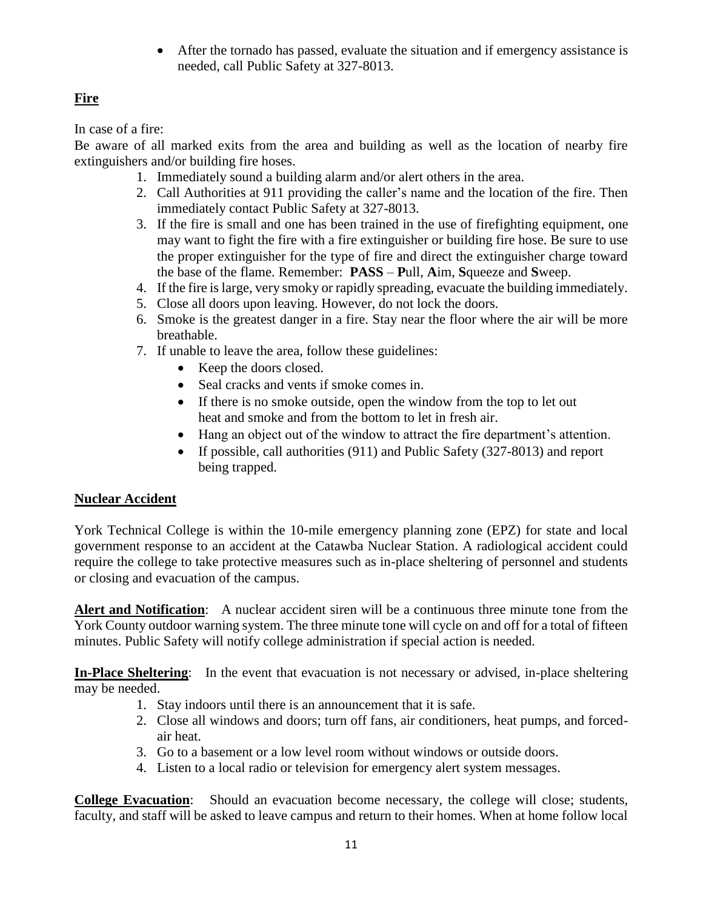- After the tornado has passed, evaluate the situation and if emergency assistance is needed, call Public Safety at 327-8013.

## Fire

In case of a fire:
Be aware of all marked exits from the area and building as well as the location of nearby fire extinguishers and/or building fire hoses.

1. Immediately sound a building alarm and/or alert others in the area.
2. Call Authorities at 911 providing the caller's name and the location of the fire. Then immediately contact Public Safety at 327-8013.
3. If the fire is small and one has been trained in the use of firefighting equipment, one may want to fight the fire with a fire extinguisher or building fire hose. Be sure to use the proper extinguisher for the type of fire and direct the extinguisher charge toward the base of the flame. Remember: **PASS** – **P**ull, **A**im, **S**queeze and **S**weep.
4. If the fire is large, very smoky or rapidly spreading, evacuate the building immediately.
5. Close all doors upon leaving. However, do not lock the doors.
6. Smoke is the greatest danger in a fire. Stay near the floor where the air will be more breathable.
7. If unable to leave the area, follow these guidelines:
   - Keep the doors closed.
   - Seal cracks and vents if smoke comes in.
   - If there is no smoke outside, open the window from the top to let out heat and smoke and from the bottom to let in fresh air.
   - Hang an object out of the window to attract the fire department's attention.
   - If possible, call authorities (911) and Public Safety (327-8013) and report being trapped.

## Nuclear Accident

York Technical College is within the 10-mile emergency planning zone (EPZ) for state and local government response to an accident at the Catawba Nuclear Station. A radiological accident could require the college to take protective measures such as in-place sheltering of personnel and students or closing and evacuation of the campus.

**Alert and Notification**: A nuclear accident siren will be a continuous three minute tone from the York County outdoor warning system. The three minute tone will cycle on and off for a total of fifteen minutes. Public Safety will notify college administration if special action is needed.

**In-Place Sheltering**: In the event that evacuation is not necessary or advised, in-place sheltering may be needed.

1. Stay indoors until there is an announcement that it is safe.
2. Close all windows and doors; turn off fans, air conditioners, heat pumps, and forced-air heat.
3. Go to a basement or a low level room without windows or outside doors.
4. Listen to a local radio or television for emergency alert system messages.

**College Evacuation**: Should an evacuation become necessary, the college will close; students, faculty, and staff will be asked to leave campus and return to their homes. When at home follow local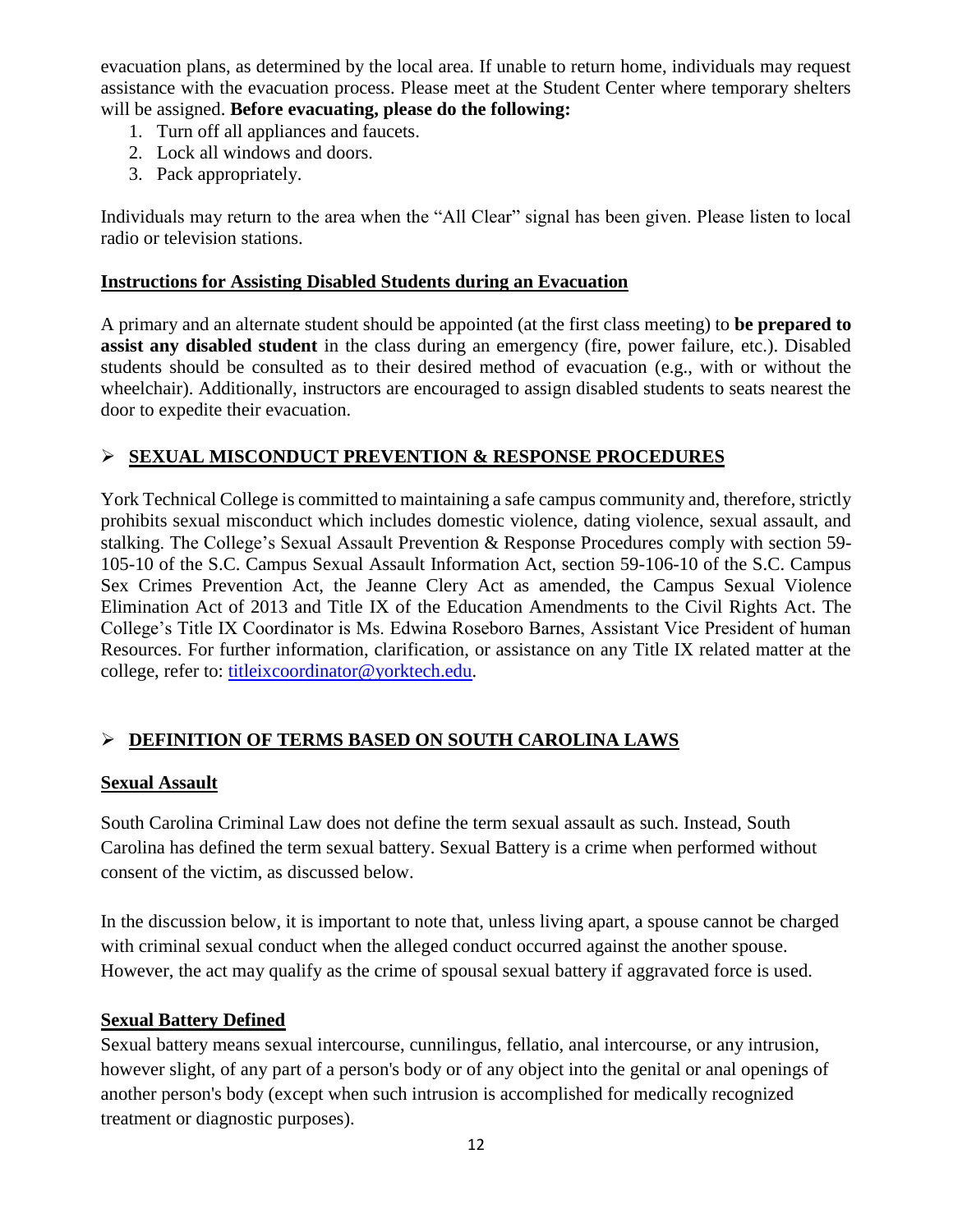evacuation plans, as determined by the local area. If unable to return home, individuals may request assistance with the evacuation process. Please meet at the Student Center where temporary shelters will be assigned. **Before evacuating, please do the following:**

1. Turn off all appliances and faucets.
2. Lock all windows and doors.
3. Pack appropriately.

Individuals may return to the area when the "All Clear" signal has been given. Please listen to local radio or television stations.

### Instructions for Assisting Disabled Students during an Evacuation

A primary and an alternate student should be appointed (at the first class meeting) to **be prepared to assist any disabled student** in the class during an emergency (fire, power failure, etc.). Disabled students should be consulted as to their desired method of evacuation (e.g., with or without the wheelchair). Additionally, instructors are encouraged to assign disabled students to seats nearest the door to expedite their evacuation.

## ➢ SEXUAL MISCONDUCT PREVENTION & RESPONSE PROCEDURES

York Technical College is committed to maintaining a safe campus community and, therefore, strictly prohibits sexual misconduct which includes domestic violence, dating violence, sexual assault, and stalking. The College's Sexual Assault Prevention & Response Procedures comply with section 59-105-10 of the S.C. Campus Sexual Assault Information Act, section 59-106-10 of the S.C. Campus Sex Crimes Prevention Act, the Jeanne Clery Act as amended, the Campus Sexual Violence Elimination Act of 2013 and Title IX of the Education Amendments to the Civil Rights Act. The College's Title IX Coordinator is Ms. Edwina Roseboro Barnes, Assistant Vice President of human Resources. For further information, clarification, or assistance on any Title IX related matter at the college, refer to: titleixcoordinator@yorktech.edu.

## ➢ DEFINITION OF TERMS BASED ON SOUTH CAROLINA LAWS

### Sexual Assault

South Carolina Criminal Law does not define the term sexual assault as such. Instead, South Carolina has defined the term sexual battery. Sexual Battery is a crime when performed without consent of the victim, as discussed below.

In the discussion below, it is important to note that, unless living apart, a spouse cannot be charged with criminal sexual conduct when the alleged conduct occurred against the another spouse. However, the act may qualify as the crime of spousal sexual battery if aggravated force is used.

### Sexual Battery Defined

Sexual battery means sexual intercourse, cunnilingus, fellatio, anal intercourse, or any intrusion, however slight, of any part of a person's body or of any object into the genital or anal openings of another person's body (except when such intrusion is accomplished for medically recognized treatment or diagnostic purposes).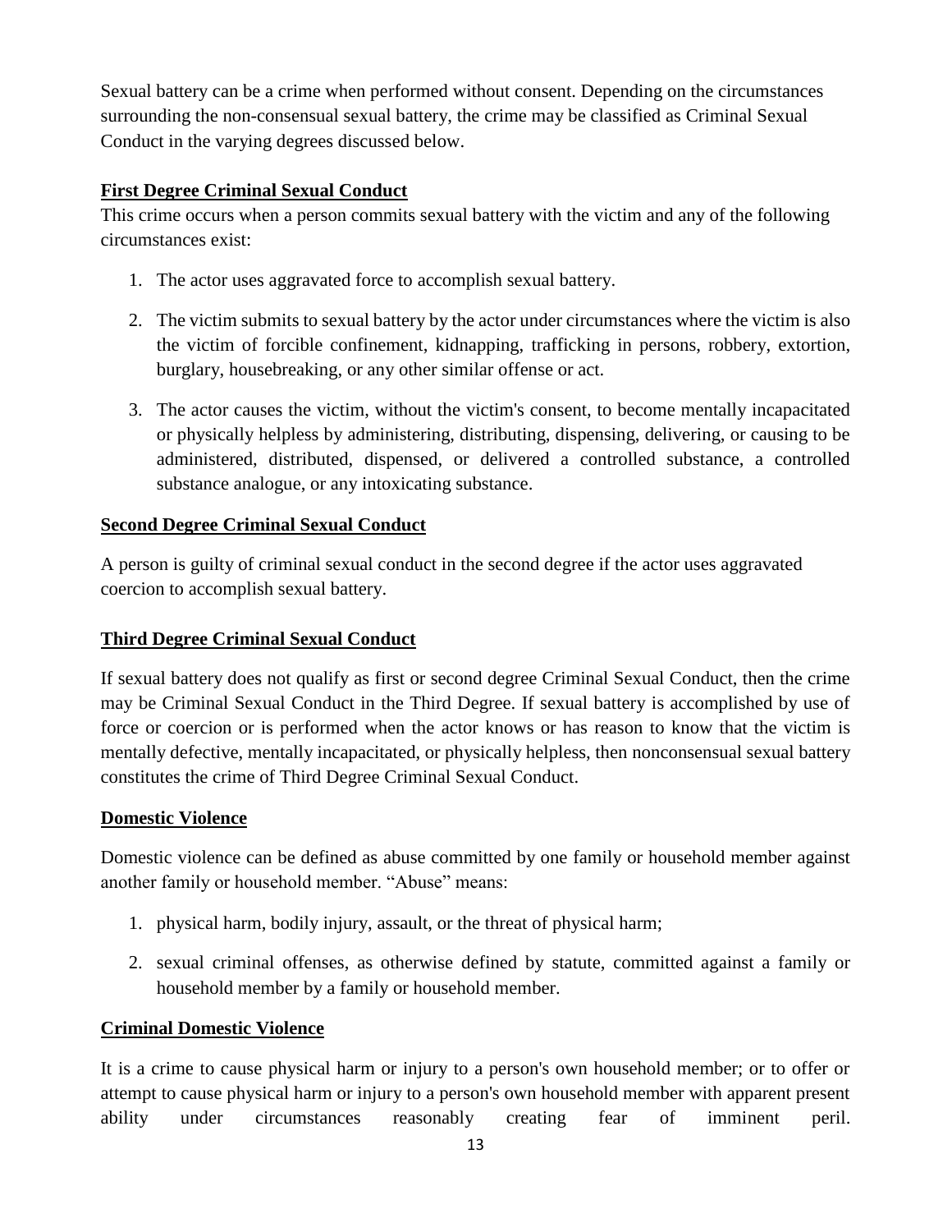Sexual battery can be a crime when performed without consent. Depending on the circumstances surrounding the non-consensual sexual battery, the crime may be classified as Criminal Sexual Conduct in the varying degrees discussed below.

**First Degree Criminal Sexual Conduct**

This crime occurs when a person commits sexual battery with the victim and any of the following circumstances exist:

1. The actor uses aggravated force to accomplish sexual battery.
2. The victim submits to sexual battery by the actor under circumstances where the victim is also the victim of forcible confinement, kidnapping, trafficking in persons, robbery, extortion, burglary, housebreaking, or any other similar offense or act.
3. The actor causes the victim, without the victim's consent, to become mentally incapacitated or physically helpless by administering, distributing, dispensing, delivering, or causing to be administered, distributed, dispensed, or delivered a controlled substance, a controlled substance analogue, or any intoxicating substance.

**Second Degree Criminal Sexual Conduct**

A person is guilty of criminal sexual conduct in the second degree if the actor uses aggravated coercion to accomplish sexual battery.

**Third Degree Criminal Sexual Conduct**

If sexual battery does not qualify as first or second degree Criminal Sexual Conduct, then the crime may be Criminal Sexual Conduct in the Third Degree. If sexual battery is accomplished by use of force or coercion or is performed when the actor knows or has reason to know that the victim is mentally defective, mentally incapacitated, or physically helpless, then nonconsensual sexual battery constitutes the crime of Third Degree Criminal Sexual Conduct.

**Domestic Violence**

Domestic violence can be defined as abuse committed by one family or household member against another family or household member. "Abuse" means:

1. physical harm, bodily injury, assault, or the threat of physical harm;
2. sexual criminal offenses, as otherwise defined by statute, committed against a family or household member by a family or household member.

**Criminal Domestic Violence**

It is a crime to cause physical harm or injury to a person's own household member; or to offer or attempt to cause physical harm or injury to a person's own household member with apparent present ability under circumstances reasonably creating fear of imminent peril.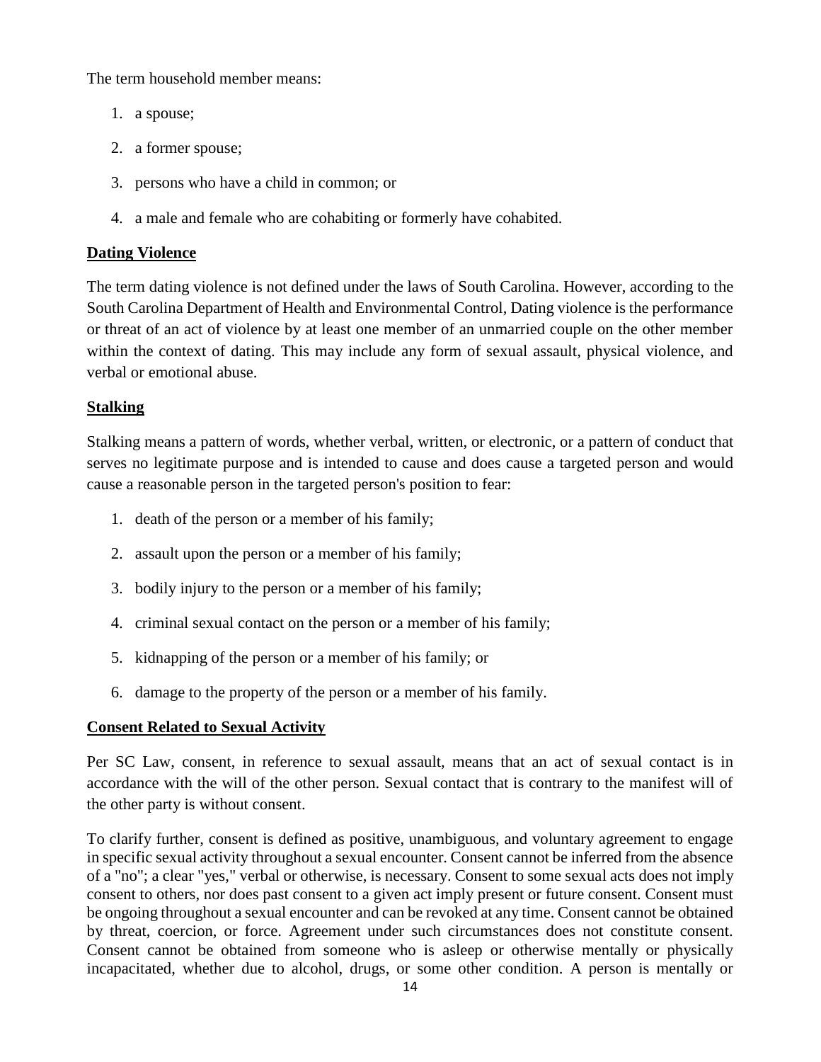The term household member means:

1. a spouse;
2. a former spouse;
3. persons who have a child in common; or
4. a male and female who are cohabiting or formerly have cohabited.

**Dating Violence**

The term dating violence is not defined under the laws of South Carolina. However, according to the South Carolina Department of Health and Environmental Control, Dating violence is the performance or threat of an act of violence by at least one member of an unmarried couple on the other member within the context of dating. This may include any form of sexual assault, physical violence, and verbal or emotional abuse.

**Stalking**

Stalking means a pattern of words, whether verbal, written, or electronic, or a pattern of conduct that serves no legitimate purpose and is intended to cause and does cause a targeted person and would cause a reasonable person in the targeted person's position to fear:

1. death of the person or a member of his family;
2. assault upon the person or a member of his family;
3. bodily injury to the person or a member of his family;
4. criminal sexual contact on the person or a member of his family;
5. kidnapping of the person or a member of his family; or
6. damage to the property of the person or a member of his family.

**Consent Related to Sexual Activity**

Per SC Law, consent, in reference to sexual assault, means that an act of sexual contact is in accordance with the will of the other person. Sexual contact that is contrary to the manifest will of the other party is without consent.

To clarify further, consent is defined as positive, unambiguous, and voluntary agreement to engage in specific sexual activity throughout a sexual encounter. Consent cannot be inferred from the absence of a "no"; a clear "yes," verbal or otherwise, is necessary. Consent to some sexual acts does not imply consent to others, nor does past consent to a given act imply present or future consent. Consent must be ongoing throughout a sexual encounter and can be revoked at any time. Consent cannot be obtained by threat, coercion, or force. Agreement under such circumstances does not constitute consent. Consent cannot be obtained from someone who is asleep or otherwise mentally or physically incapacitated, whether due to alcohol, drugs, or some other condition. A person is mentally or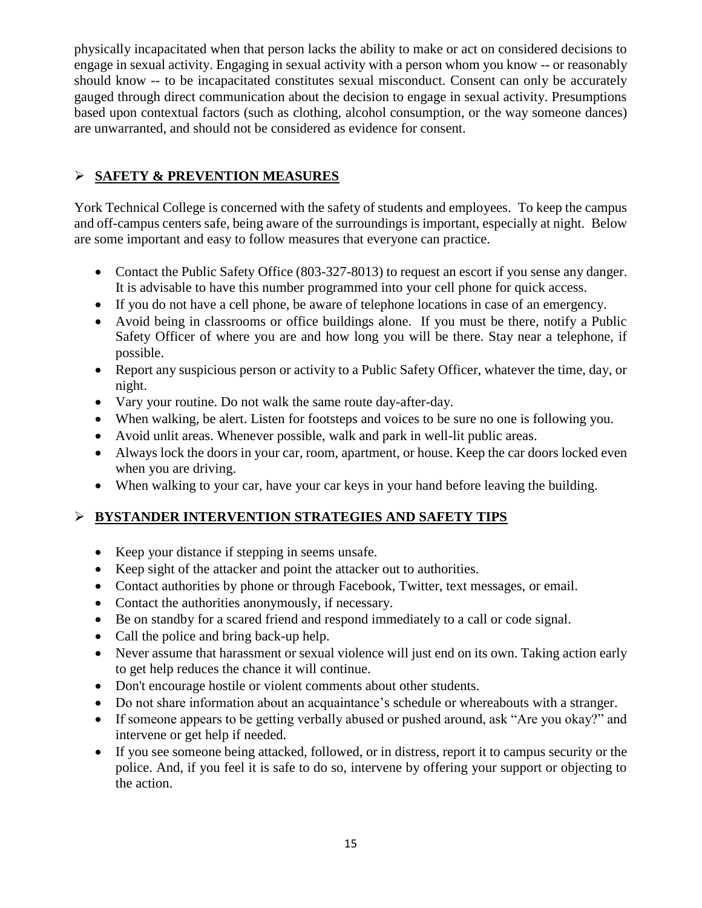physically incapacitated when that person lacks the ability to make or act on considered decisions to engage in sexual activity. Engaging in sexual activity with a person whom you know -- or reasonably should know -- to be incapacitated constitutes sexual misconduct. Consent can only be accurately gauged through direct communication about the decision to engage in sexual activity. Presumptions based upon contextual factors (such as clothing, alcohol consumption, or the way someone dances) are unwarranted, and should not be considered as evidence for consent.

## SAFETY & PREVENTION MEASURES

York Technical College is concerned with the safety of students and employees. To keep the campus and off-campus centers safe, being aware of the surroundings is important, especially at night. Below are some important and easy to follow measures that everyone can practice.

- Contact the Public Safety Office (803-327-8013) to request an escort if you sense any danger. It is advisable to have this number programmed into your cell phone for quick access.
- If you do not have a cell phone, be aware of telephone locations in case of an emergency.
- Avoid being in classrooms or office buildings alone. If you must be there, notify a Public Safety Officer of where you are and how long you will be there. Stay near a telephone, if possible.
- Report any suspicious person or activity to a Public Safety Officer, whatever the time, day, or night.
- Vary your routine. Do not walk the same route day-after-day.
- When walking, be alert. Listen for footsteps and voices to be sure no one is following you.
- Avoid unlit areas. Whenever possible, walk and park in well-lit public areas.
- Always lock the doors in your car, room, apartment, or house. Keep the car doors locked even when you are driving.
- When walking to your car, have your car keys in your hand before leaving the building.

## BYSTANDER INTERVENTION STRATEGIES AND SAFETY TIPS

- Keep your distance if stepping in seems unsafe.
- Keep sight of the attacker and point the attacker out to authorities.
- Contact authorities by phone or through Facebook, Twitter, text messages, or email.
- Contact the authorities anonymously, if necessary.
- Be on standby for a scared friend and respond immediately to a call or code signal.
- Call the police and bring back-up help.
- Never assume that harassment or sexual violence will just end on its own. Taking action early to get help reduces the chance it will continue.
- Don't encourage hostile or violent comments about other students.
- Do not share information about an acquaintance's schedule or whereabouts with a stranger.
- If someone appears to be getting verbally abused or pushed around, ask "Are you okay?" and intervene or get help if needed.
- If you see someone being attacked, followed, or in distress, report it to campus security or the police. And, if you feel it is safe to do so, intervene by offering your support or objecting to the action.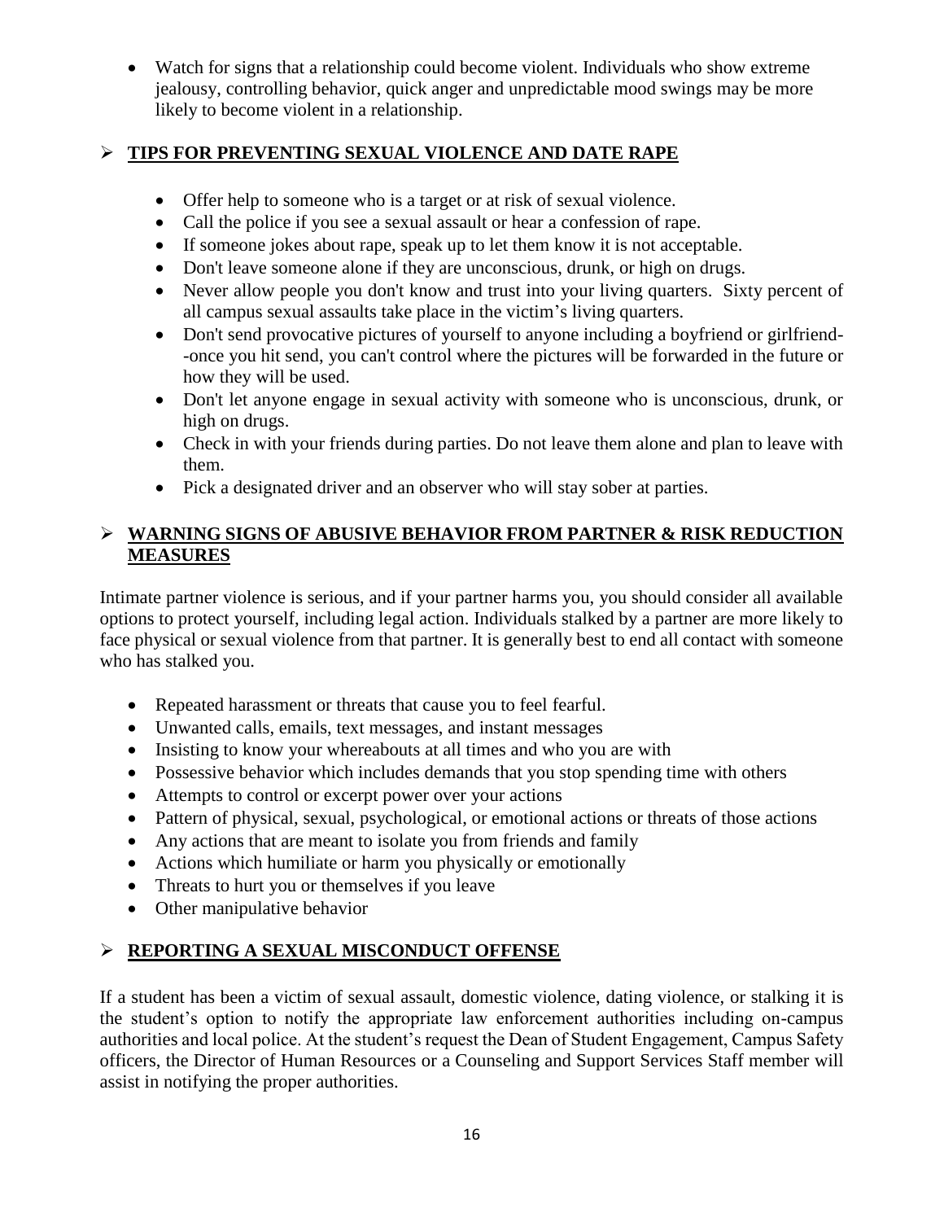- Watch for signs that a relationship could become violent. Individuals who show extreme jealousy, controlling behavior, quick anger and unpredictable mood swings may be more likely to become violent in a relationship.

## **TIPS FOR PREVENTING SEXUAL VIOLENCE AND DATE RAPE**

- Offer help to someone who is a target or at risk of sexual violence.
- Call the police if you see a sexual assault or hear a confession of rape.
- If someone jokes about rape, speak up to let them know it is not acceptable.
- Don't leave someone alone if they are unconscious, drunk, or high on drugs.
- Never allow people you don't know and trust into your living quarters. Sixty percent of all campus sexual assaults take place in the victim's living quarters.
- Don't send provocative pictures of yourself to anyone including a boyfriend or girlfriend--once you hit send, you can't control where the pictures will be forwarded in the future or how they will be used.
- Don't let anyone engage in sexual activity with someone who is unconscious, drunk, or high on drugs.
- Check in with your friends during parties. Do not leave them alone and plan to leave with them.
- Pick a designated driver and an observer who will stay sober at parties.

## **WARNING SIGNS OF ABUSIVE BEHAVIOR FROM PARTNER & RISK REDUCTION MEASURES**

Intimate partner violence is serious, and if your partner harms you, you should consider all available options to protect yourself, including legal action. Individuals stalked by a partner are more likely to face physical or sexual violence from that partner. It is generally best to end all contact with someone who has stalked you.

- Repeated harassment or threats that cause you to feel fearful.
- Unwanted calls, emails, text messages, and instant messages
- Insisting to know your whereabouts at all times and who you are with
- Possessive behavior which includes demands that you stop spending time with others
- Attempts to control or excerpt power over your actions
- Pattern of physical, sexual, psychological, or emotional actions or threats of those actions
- Any actions that are meant to isolate you from friends and family
- Actions which humiliate or harm you physically or emotionally
- Threats to hurt you or themselves if you leave
- Other manipulative behavior

## **REPORTING A SEXUAL MISCONDUCT OFFENSE**

If a student has been a victim of sexual assault, domestic violence, dating violence, or stalking it is the student's option to notify the appropriate law enforcement authorities including on-campus authorities and local police. At the student's request the Dean of Student Engagement, Campus Safety officers, the Director of Human Resources or a Counseling and Support Services Staff member will assist in notifying the proper authorities.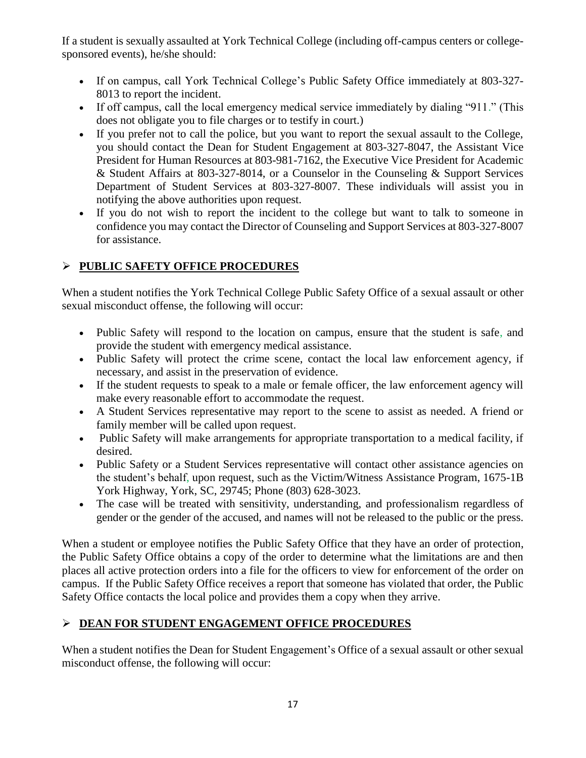If a student is sexually assaulted at York Technical College (including off-campus centers or college-sponsored events), he/she should:

- If on campus, call York Technical College's Public Safety Office immediately at 803-327-8013 to report the incident.
- If off campus, call the local emergency medical service immediately by dialing "911." (This does not obligate you to file charges or to testify in court.)
- If you prefer not to call the police, but you want to report the sexual assault to the College, you should contact the Dean for Student Engagement at 803-327-8047, the Assistant Vice President for Human Resources at 803-981-7162, the Executive Vice President for Academic & Student Affairs at 803-327-8014, or a Counselor in the Counseling & Support Services Department of Student Services at 803-327-8007. These individuals will assist you in notifying the above authorities upon request.
- If you do not wish to report the incident to the college but want to talk to someone in confidence you may contact the Director of Counseling and Support Services at 803-327-8007 for assistance.

## ➢ **PUBLIC SAFETY OFFICE PROCEDURES**

When a student notifies the York Technical College Public Safety Office of a sexual assault or other sexual misconduct offense, the following will occur:

- Public Safety will respond to the location on campus, ensure that the student is safe, and provide the student with emergency medical assistance.
- Public Safety will protect the crime scene, contact the local law enforcement agency, if necessary, and assist in the preservation of evidence.
- If the student requests to speak to a male or female officer, the law enforcement agency will make every reasonable effort to accommodate the request.
- A Student Services representative may report to the scene to assist as needed. A friend or family member will be called upon request.
- Public Safety will make arrangements for appropriate transportation to a medical facility, if desired.
- Public Safety or a Student Services representative will contact other assistance agencies on the student's behalf, upon request, such as the Victim/Witness Assistance Program, 1675-1B York Highway, York, SC, 29745; Phone (803) 628-3023.
- The case will be treated with sensitivity, understanding, and professionalism regardless of gender or the gender of the accused, and names will not be released to the public or the press.

When a student or employee notifies the Public Safety Office that they have an order of protection, the Public Safety Office obtains a copy of the order to determine what the limitations are and then places all active protection orders into a file for the officers to view for enforcement of the order on campus. If the Public Safety Office receives a report that someone has violated that order, the Public Safety Office contacts the local police and provides them a copy when they arrive.

## ➢ **DEAN FOR STUDENT ENGAGEMENT OFFICE PROCEDURES**

When a student notifies the Dean for Student Engagement's Office of a sexual assault or other sexual misconduct offense, the following will occur: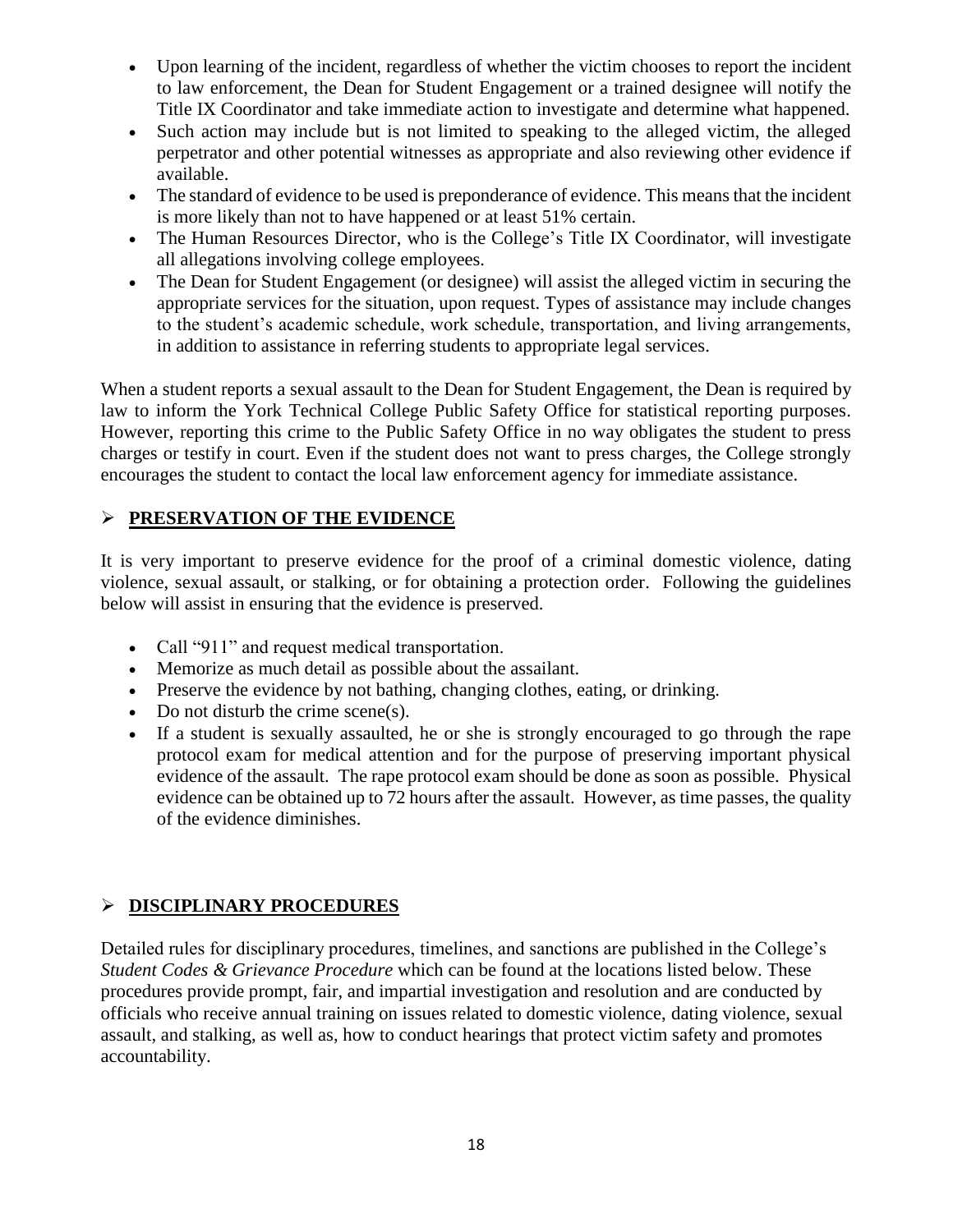- Upon learning of the incident, regardless of whether the victim chooses to report the incident to law enforcement, the Dean for Student Engagement or a trained designee will notify the Title IX Coordinator and take immediate action to investigate and determine what happened.
- Such action may include but is not limited to speaking to the alleged victim, the alleged perpetrator and other potential witnesses as appropriate and also reviewing other evidence if available.
- The standard of evidence to be used is preponderance of evidence. This means that the incident is more likely than not to have happened or at least 51% certain.
- The Human Resources Director, who is the College's Title IX Coordinator, will investigate all allegations involving college employees.
- The Dean for Student Engagement (or designee) will assist the alleged victim in securing the appropriate services for the situation, upon request. Types of assistance may include changes to the student's academic schedule, work schedule, transportation, and living arrangements, in addition to assistance in referring students to appropriate legal services.

When a student reports a sexual assault to the Dean for Student Engagement, the Dean is required by law to inform the York Technical College Public Safety Office for statistical reporting purposes. However, reporting this crime to the Public Safety Office in no way obligates the student to press charges or testify in court. Even if the student does not want to press charges, the College strongly encourages the student to contact the local law enforcement agency for immediate assistance.

## **PRESERVATION OF THE EVIDENCE**

It is very important to preserve evidence for the proof of a criminal domestic violence, dating violence, sexual assault, or stalking, or for obtaining a protection order. Following the guidelines below will assist in ensuring that the evidence is preserved.

- Call "911" and request medical transportation.
- Memorize as much detail as possible about the assailant.
- Preserve the evidence by not bathing, changing clothes, eating, or drinking.
- Do not disturb the crime scene(s).
- If a student is sexually assaulted, he or she is strongly encouraged to go through the rape protocol exam for medical attention and for the purpose of preserving important physical evidence of the assault. The rape protocol exam should be done as soon as possible. Physical evidence can be obtained up to 72 hours after the assault. However, as time passes, the quality of the evidence diminishes.

## **DISCIPLINARY PROCEDURES**

Detailed rules for disciplinary procedures, timelines, and sanctions are published in the College's *Student Codes & Grievance Procedure* which can be found at the locations listed below. These procedures provide prompt, fair, and impartial investigation and resolution and are conducted by officials who receive annual training on issues related to domestic violence, dating violence, sexual assault, and stalking, as well as, how to conduct hearings that protect victim safety and promotes accountability.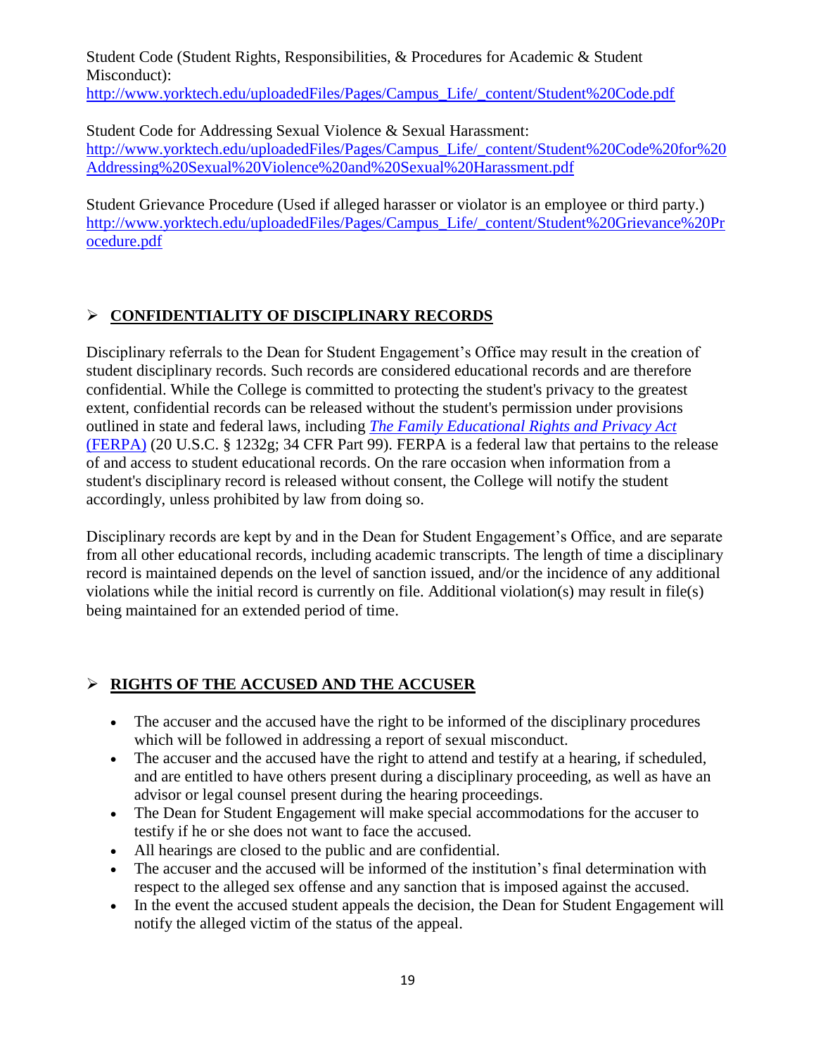Student Code (Student Rights, Responsibilities, & Procedures for Academic & Student Misconduct):
http://www.yorktech.edu/uploadedFiles/Pages/Campus_Life/_content/Student%20Code.pdf

Student Code for Addressing Sexual Violence & Sexual Harassment:
http://www.yorktech.edu/uploadedFiles/Pages/Campus_Life/_content/Student%20Code%20for%20Addressing%20Sexual%20Violence%20and%20Sexual%20Harassment.pdf

Student Grievance Procedure (Used if alleged harasser or violator is an employee or third party.)
http://www.yorktech.edu/uploadedFiles/Pages/Campus_Life/_content/Student%20Grievance%20Procedure.pdf

## CONFIDENTIALITY OF DISCIPLINARY RECORDS

Disciplinary referrals to the Dean for Student Engagement's Office may result in the creation of student disciplinary records. Such records are considered educational records and are therefore confidential. While the College is committed to protecting the student's privacy to the greatest extent, confidential records can be released without the student's permission under provisions outlined in state and federal laws, including *The Family Educational Rights and Privacy Act* (FERPA) (20 U.S.C. § 1232g; 34 CFR Part 99). FERPA is a federal law that pertains to the release of and access to student educational records. On the rare occasion when information from a student's disciplinary record is released without consent, the College will notify the student accordingly, unless prohibited by law from doing so.

Disciplinary records are kept by and in the Dean for Student Engagement's Office, and are separate from all other educational records, including academic transcripts. The length of time a disciplinary record is maintained depends on the level of sanction issued, and/or the incidence of any additional violations while the initial record is currently on file. Additional violation(s) may result in file(s) being maintained for an extended period of time.

## RIGHTS OF THE ACCUSED AND THE ACCUSER

- The accuser and the accused have the right to be informed of the disciplinary procedures which will be followed in addressing a report of sexual misconduct.
- The accuser and the accused have the right to attend and testify at a hearing, if scheduled, and are entitled to have others present during a disciplinary proceeding, as well as have an advisor or legal counsel present during the hearing proceedings.
- The Dean for Student Engagement will make special accommodations for the accuser to testify if he or she does not want to face the accused.
- All hearings are closed to the public and are confidential.
- The accuser and the accused will be informed of the institution's final determination with respect to the alleged sex offense and any sanction that is imposed against the accused.
- In the event the accused student appeals the decision, the Dean for Student Engagement will notify the alleged victim of the status of the appeal.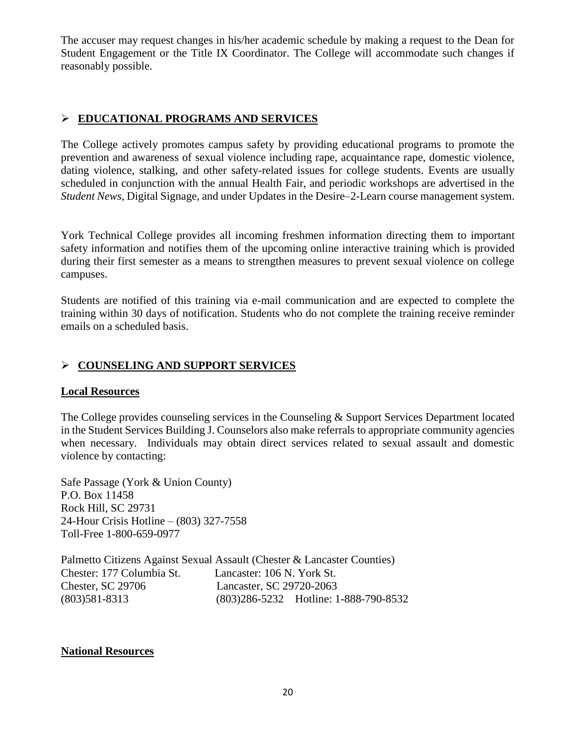The accuser may request changes in his/her academic schedule by making a request to the Dean for Student Engagement or the Title IX Coordinator. The College will accommodate such changes if reasonably possible.

## ➢ **EDUCATIONAL PROGRAMS AND SERVICES**

The College actively promotes campus safety by providing educational programs to promote the prevention and awareness of sexual violence including rape, acquaintance rape, domestic violence, dating violence, stalking, and other safety-related issues for college students. Events are usually scheduled in conjunction with the annual Health Fair, and periodic workshops are advertised in the *Student News,* Digital Signage, and under Updates in the Desire–2-Learn course management system.

York Technical College provides all incoming freshmen information directing them to important safety information and notifies them of the upcoming online interactive training which is provided during their first semester as a means to strengthen measures to prevent sexual violence on college campuses.

Students are notified of this training via e-mail communication and are expected to complete the training within 30 days of notification. Students who do not complete the training receive reminder emails on a scheduled basis.

## ➢ **COUNSELING AND SUPPORT SERVICES**

### **Local Resources**

The College provides counseling services in the Counseling & Support Services Department located in the Student Services Building J. Counselors also make referrals to appropriate community agencies when necessary. Individuals may obtain direct services related to sexual assault and domestic violence by contacting:

Safe Passage (York & Union County)
P.O. Box 11458
Rock Hill, SC 29731
24-Hour Crisis Hotline – (803) 327-7558
Toll-Free 1-800-659-0977

Palmetto Citizens Against Sexual Assault (Chester & Lancaster Counties)

| Chester: 177 Columbia St. | Lancaster: 106 N. York St. |
|---|---|
| Chester, SC 29706 | Lancaster, SC 29720-2063 |
| (803)581-8313 | (803)286-5232 Hotline: 1-888-790-8532 |

### **National Resources**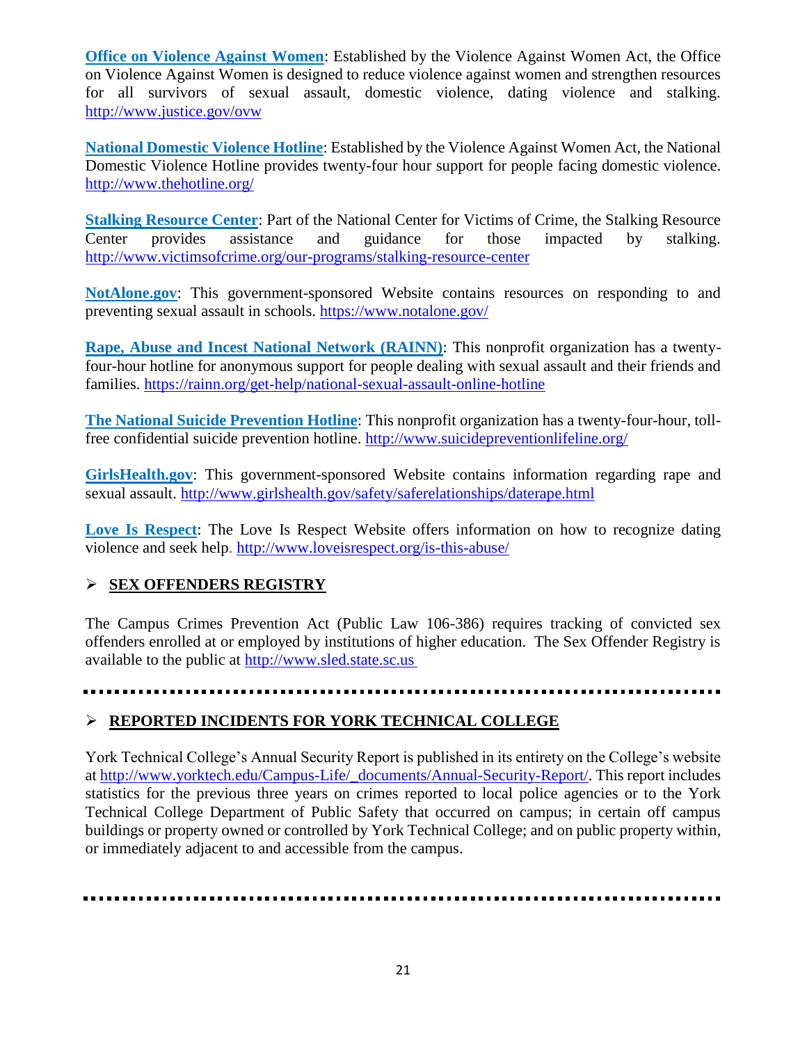**Office on Violence Against Women**: Established by the Violence Against Women Act, the Office on Violence Against Women is designed to reduce violence against women and strengthen resources for all survivors of sexual assault, domestic violence, dating violence and stalking. http://www.justice.gov/ovw

**National Domestic Violence Hotline**: Established by the Violence Against Women Act, the National Domestic Violence Hotline provides twenty-four hour support for people facing domestic violence. http://www.thehotline.org/

**Stalking Resource Center**: Part of the National Center for Victims of Crime, the Stalking Resource Center provides assistance and guidance for those impacted by stalking. http://www.victimsofcrime.org/our-programs/stalking-resource-center

**NotAlone.gov**: This government-sponsored Website contains resources on responding to and preventing sexual assault in schools. https://www.notalone.gov/

**Rape, Abuse and Incest National Network (RAINN)**: This nonprofit organization has a twenty-four-hour hotline for anonymous support for people dealing with sexual assault and their friends and families. https://rainn.org/get-help/national-sexual-assault-online-hotline

**The National Suicide Prevention Hotline**: This nonprofit organization has a twenty-four-hour, toll-free confidential suicide prevention hotline. http://www.suicidepreventionlifeline.org/

**GirlsHealth.gov**: This government-sponsored Website contains information regarding rape and sexual assault. http://www.girlshealth.gov/safety/saferelationships/daterape.html

**Love Is Respect**: The Love Is Respect Website offers information on how to recognize dating violence and seek help. http://www.loveisrespect.org/is-this-abuse/

## SEX OFFENDERS REGISTRY

The Campus Crimes Prevention Act (Public Law 106-386) requires tracking of convicted sex offenders enrolled at or employed by institutions of higher education. The Sex Offender Registry is available to the public at http://www.sled.state.sc.us

## REPORTED INCIDENTS FOR YORK TECHNICAL COLLEGE

York Technical College's Annual Security Report is published in its entirety on the College's website at http://www.yorktech.edu/Campus-Life/_documents/Annual-Security-Report/. This report includes statistics for the previous three years on crimes reported to local police agencies or to the York Technical College Department of Public Safety that occurred on campus; in certain off campus buildings or property owned or controlled by York Technical College; and on public property within, or immediately adjacent to and accessible from the campus.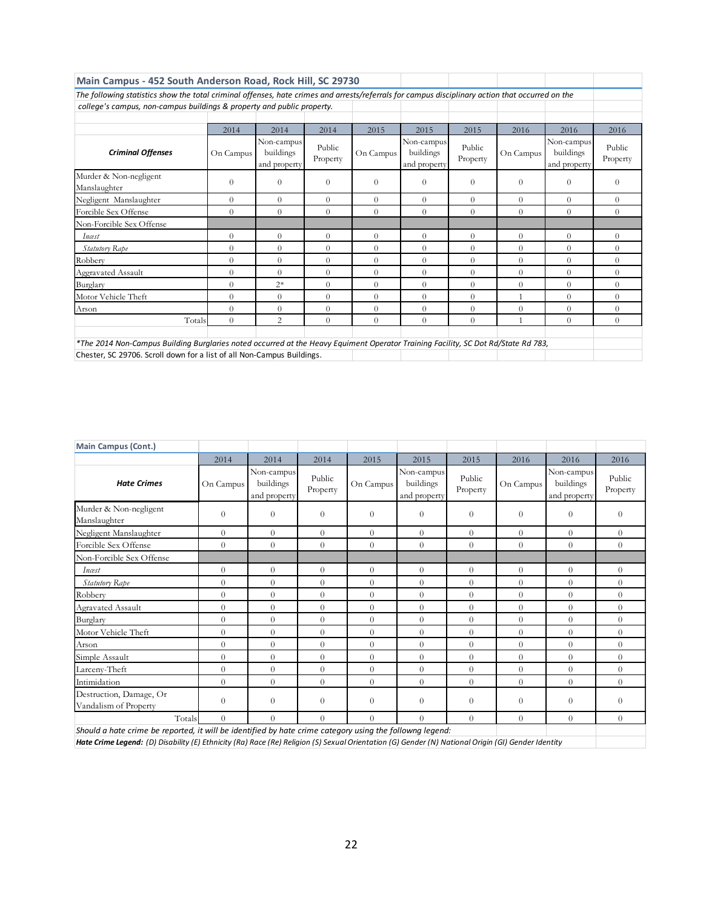## Main Campus - 452 South Anderson Road, Rock Hill, SC 29730

*The following statistics show the total criminal offenses, hate crimes and arrests/referrals for campus disciplinary action that occurred on the college's campus, non-campus buildings & property and public property.*

| | 2014 | 2014 | 2014 | 2015 | 2015 | 2015 | 2016 | 2016 | 2016 |
|---|---|---|---|---|---|---|---|---|---|
| ***Criminal Offenses*** | On Campus | Non-campus buildings and property | Public Property | On Campus | Non-campus buildings and property | Public Property | On Campus | Non-campus buildings and property | Public Property |
| Murder & Non-negligent Manslaughter | 0 | 0 | 0 | 0 | 0 | 0 | 0 | 0 | 0 |
| Negligent Manslaughter | 0 | 0 | 0 | 0 | 0 | 0 | 0 | 0 | 0 |
| Forcible Sex Offense | 0 | 0 | 0 | 0 | 0 | 0 | 0 | 0 | 0 |
| Non-Forcible Sex Offense | | | | | | | | | |
| *Incest* | 0 | 0 | 0 | 0 | 0 | 0 | 0 | 0 | 0 |
| *Statutory Rape* | 0 | 0 | 0 | 0 | 0 | 0 | 0 | 0 | 0 |
| Robbery | 0 | 0 | 0 | 0 | 0 | 0 | 0 | 0 | 0 |
| Aggravated Assault | 0 | 0 | 0 | 0 | 0 | 0 | 0 | 0 | 0 |
| Burglary | 0 | 2* | 0 | 0 | 0 | 0 | 0 | 0 | 0 |
| Motor Vehicle Theft | 0 | 0 | 0 | 0 | 0 | 0 | 1 | 0 | 0 |
| Arson | 0 | 0 | 0 | 0 | 0 | 0 | 0 | 0 | 0 |
| Totals | 0 | 2 | 0 | 0 | 0 | 0 | 1 | 0 | 0 |

*\*The 2014 Non-Campus Building Burglaries noted occurred at the Heavy Equiment Operator Training Facility, SC Dot Rd/State Rd 783, Chester, SC 29706. Scroll down for a list of all Non-Campus Buildings.*

## Main Campus (Cont.)

| | 2014 | 2014 | 2014 | 2015 | 2015 | 2015 | 2016 | 2016 | 2016 |
|---|---|---|---|---|---|---|---|---|---|
| ***Hate Crimes*** | On Campus | Non-campus buildings and property | Public Property | On Campus | Non-campus buildings and property | Public Property | On Campus | Non-campus buildings and property | Public Property |
| Murder & Non-negligent Manslaughter | 0 | 0 | 0 | 0 | 0 | 0 | 0 | 0 | 0 |
| Negligent Manslaughter | 0 | 0 | 0 | 0 | 0 | 0 | 0 | 0 | 0 |
| Forcible Sex Offense | 0 | 0 | 0 | 0 | 0 | 0 | 0 | 0 | 0 |
| Non-Forcible Sex Offense | | | | | | | | | |
| *Incest* | 0 | 0 | 0 | 0 | 0 | 0 | 0 | 0 | 0 |
| *Statutory Rape* | 0 | 0 | 0 | 0 | 0 | 0 | 0 | 0 | 0 |
| Robbery | 0 | 0 | 0 | 0 | 0 | 0 | 0 | 0 | 0 |
| Agravated Assault | 0 | 0 | 0 | 0 | 0 | 0 | 0 | 0 | 0 |
| Burglary | 0 | 0 | 0 | 0 | 0 | 0 | 0 | 0 | 0 |
| Motor Vehicle Theft | 0 | 0 | 0 | 0 | 0 | 0 | 0 | 0 | 0 |
| Arson | 0 | 0 | 0 | 0 | 0 | 0 | 0 | 0 | 0 |
| Simple Assault | 0 | 0 | 0 | 0 | 0 | 0 | 0 | 0 | 0 |
| Larceny-Theft | 0 | 0 | 0 | 0 | 0 | 0 | 0 | 0 | 0 |
| Intimidation | 0 | 0 | 0 | 0 | 0 | 0 | 0 | 0 | 0 |
| Destruction, Damage, Or Vandalism of Property | 0 | 0 | 0 | 0 | 0 | 0 | 0 | 0 | 0 |
| Totals | 0 | 0 | 0 | 0 | 0 | 0 | 0 | 0 | 0 |

*Should a hate crime be reported, it will be identified by hate crime category using the followng legend:*

***Hate Crime Legend:*** *(D) Disability (E) Ethnicity (Ra) Race (Re) Religion (S) Sexual Orientation (G) Gender (N) National Origin (GI) Gender Identity*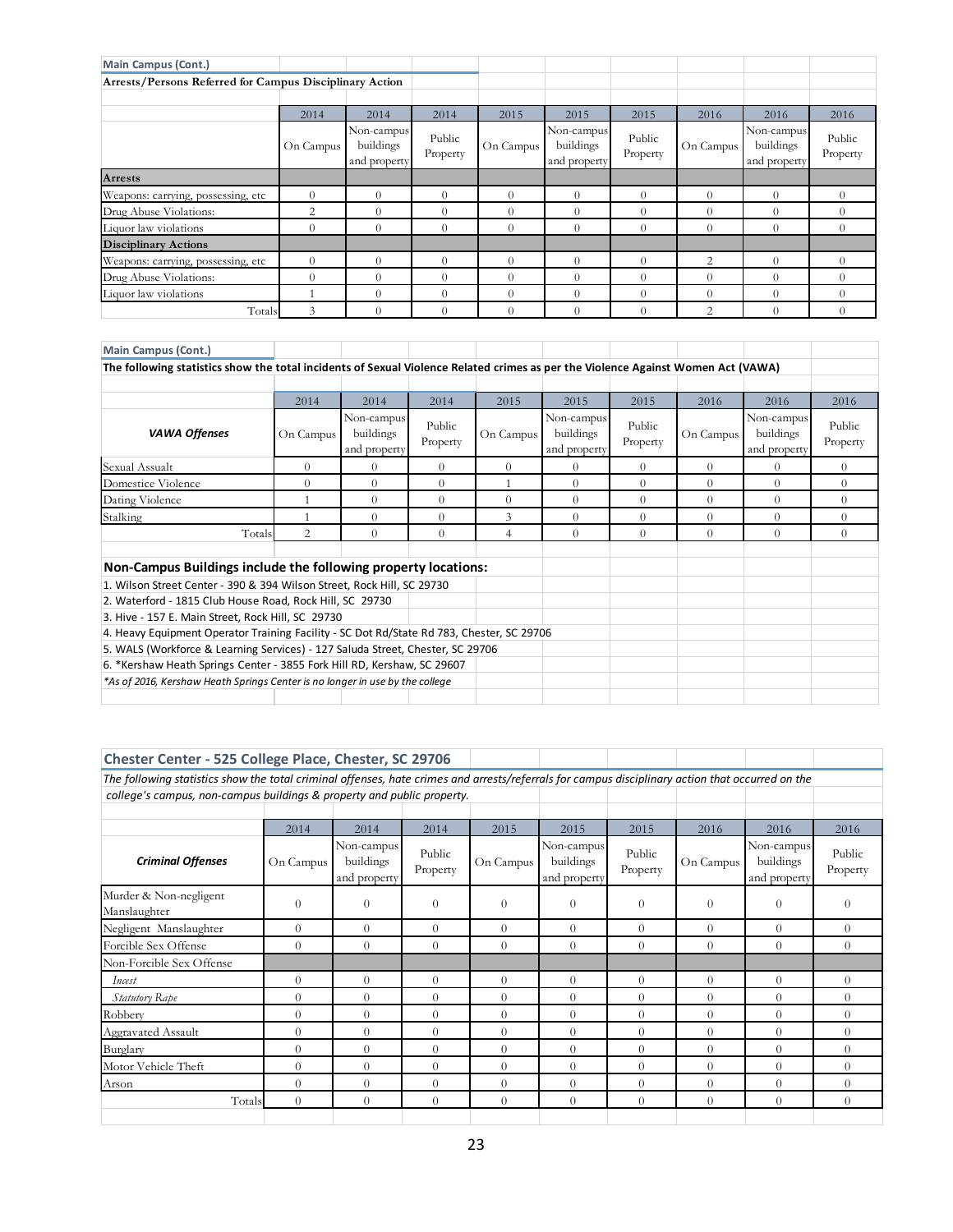**Main Campus (Cont.)**

**Arrests/Persons Referred for Campus Disciplinary Action**

| | 2014 | 2014 | 2014 | 2015 | 2015 | 2015 | 2016 | 2016 | 2016 |
|---|---|---|---|---|---|---|---|---|---|
| | On Campus | Non-campus buildings and property | Public Property | On Campus | Non-campus buildings and property | Public Property | On Campus | Non-campus buildings and property | Public Property |
| **Arrests** | | | | | | | | | |
| Weapons: carrying, possessing, etc | 0 | 0 | 0 | 0 | 0 | 0 | 0 | 0 | 0 |
| Drug Abuse Violations: | 2 | 0 | 0 | 0 | 0 | 0 | 0 | 0 | 0 |
| Liquor law violations | 0 | 0 | 0 | 0 | 0 | 0 | 0 | 0 | 0 |
| **Disciplinary Actions** | | | | | | | | | |
| Weapons: carrying, possessing, etc | 0 | 0 | 0 | 0 | 0 | 0 | 2 | 0 | 0 |
| Drug Abuse Violations: | 0 | 0 | 0 | 0 | 0 | 0 | 0 | 0 | 0 |
| Liquor law violations | 1 | 0 | 0 | 0 | 0 | 0 | 0 | 0 | 0 |
| Totals | 3 | 0 | 0 | 0 | 0 | 0 | 2 | 0 | 0 |

**Main Campus (Cont.)**

**The following statistics show the total incidents of Sexual Violence Related crimes as per the Violence Against Women Act (VAWA)**

| *VAWA Offenses* | 2014 | 2014 | 2014 | 2015 | 2015 | 2015 | 2016 | 2016 | 2016 |
|---|---|---|---|---|---|---|---|---|---|
| | On Campus | Non-campus buildings and property | Public Property | On Campus | Non-campus buildings and property | Public Property | On Campus | Non-campus buildings and property | Public Property |
| Sexual Assault | 0 | 0 | 0 | 0 | 0 | 0 | 0 | 0 | 0 |
| Domestice Violence | 0 | 0 | 0 | 1 | 0 | 0 | 0 | 0 | 0 |
| Dating Violence | 1 | 0 | 0 | 0 | 0 | 0 | 0 | 0 | 0 |
| Stalking | 1 | 0 | 0 | 3 | 0 | 0 | 0 | 0 | 0 |
| Totals | 2 | 0 | 0 | 4 | 0 | 0 | 0 | 0 | 0 |

**Non-Campus Buildings include the following property locations:**

1. Wilson Street Center - 390 & 394 Wilson Street, Rock Hill, SC 29730
2. Waterford - 1815 Club House Road, Rock Hill, SC 29730
3. Hive - 157 E. Main Street, Rock Hill, SC 29730
4. Heavy Equipment Operator Training Facility - SC Dot Rd/State Rd 783, Chester, SC 29706
5. WALS (Workforce & Learning Services) - 127 Saluda Street, Chester, SC 29706
6. *Kershaw Heath Springs Center - 3855 Fork Hill RD, Kershaw, SC 29607

*\*As of 2016, Kershaw Heath Springs Center is no longer in use by the college*

## Chester Center - 525 College Place, Chester, SC 29706

*The following statistics show the total criminal offenses, hate crimes and arrests/referrals for campus disciplinary action that occurred on the college's campus, non-campus buildings & property and public property.*

| *Criminal Offenses* | 2014 | 2014 | 2014 | 2015 | 2015 | 2015 | 2016 | 2016 | 2016 |
|---|---|---|---|---|---|---|---|---|---|
| | On Campus | Non-campus buildings and property | Public Property | On Campus | Non-campus buildings and property | Public Property | On Campus | Non-campus buildings and property | Public Property |
| Murder & Non-negligent Manslaughter | 0 | 0 | 0 | 0 | 0 | 0 | 0 | 0 | 0 |
| Negligent Manslaughter | 0 | 0 | 0 | 0 | 0 | 0 | 0 | 0 | 0 |
| Forcible Sex Offense | 0 | 0 | 0 | 0 | 0 | 0 | 0 | 0 | 0 |
| Non-Forcible Sex Offense | | | | | | | | | |
| *Incest* | 0 | 0 | 0 | 0 | 0 | 0 | 0 | 0 | 0 |
| *Statutory Rape* | 0 | 0 | 0 | 0 | 0 | 0 | 0 | 0 | 0 |
| Robbery | 0 | 0 | 0 | 0 | 0 | 0 | 0 | 0 | 0 |
| Aggravated Assault | 0 | 0 | 0 | 0 | 0 | 0 | 0 | 0 | 0 |
| Burglary | 0 | 0 | 0 | 0 | 0 | 0 | 0 | 0 | 0 |
| Motor Vehicle Theft | 0 | 0 | 0 | 0 | 0 | 0 | 0 | 0 | 0 |
| Arson | 0 | 0 | 0 | 0 | 0 | 0 | 0 | 0 | 0 |
| Totals | 0 | 0 | 0 | 0 | 0 | 0 | 0 | 0 | 0 |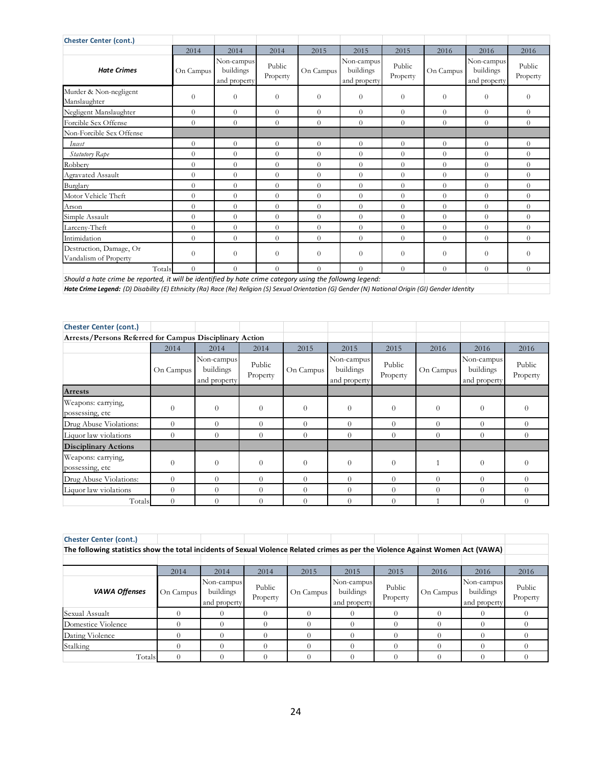**Chester Center (cont.)**

| Hate Crimes | 2014 On Campus | 2014 Non-campus buildings and property | 2014 Public Property | 2015 On Campus | 2015 Non-campus buildings and property | 2015 Public Property | 2016 On Campus | 2016 Non-campus buildings and property | 2016 Public Property |
|---|---|---|---|---|---|---|---|---|---|
| Murder & Non-negligent Manslaughter | 0 | 0 | 0 | 0 | 0 | 0 | 0 | 0 | 0 |
| Negligent Manslaughter | 0 | 0 | 0 | 0 | 0 | 0 | 0 | 0 | 0 |
| Forcible Sex Offense | 0 | 0 | 0 | 0 | 0 | 0 | 0 | 0 | 0 |
| Non-Forcible Sex Offense | | | | | | | | | |
| *Incest* | 0 | 0 | 0 | 0 | 0 | 0 | 0 | 0 | 0 |
| *Statutory Rape* | 0 | 0 | 0 | 0 | 0 | 0 | 0 | 0 | 0 |
| Robbery | 0 | 0 | 0 | 0 | 0 | 0 | 0 | 0 | 0 |
| Agravated Assault | 0 | 0 | 0 | 0 | 0 | 0 | 0 | 0 | 0 |
| Burglary | 0 | 0 | 0 | 0 | 0 | 0 | 0 | 0 | 0 |
| Motor Vehicle Theft | 0 | 0 | 0 | 0 | 0 | 0 | 0 | 0 | 0 |
| Arson | 0 | 0 | 0 | 0 | 0 | 0 | 0 | 0 | 0 |
| Simple Assault | 0 | 0 | 0 | 0 | 0 | 0 | 0 | 0 | 0 |
| Larceny-Theft | 0 | 0 | 0 | 0 | 0 | 0 | 0 | 0 | 0 |
| Intimidation | 0 | 0 | 0 | 0 | 0 | 0 | 0 | 0 | 0 |
| Destruction, Damage, Or Vandalism of Property | 0 | 0 | 0 | 0 | 0 | 0 | 0 | 0 | 0 |
| Totals | 0 | 0 | 0 | 0 | 0 | 0 | 0 | 0 | 0 |

*Should a hate crime be reported, it will be identified by hate crime category using the followng legend:*

***Hate Crime Legend:** (D) Disability (E) Ethnicity (Ra) Race (Re) Religion (S) Sexual Orientation (G) Gender (N) National Origin (GI) Gender Identity*

**Chester Center (cont.)**

**Arrests/Persons Referred for Campus Disciplinary Action**

| | 2014 On Campus | 2014 Non-campus buildings and property | 2014 Public Property | 2015 On Campus | 2015 Non-campus buildings and property | 2015 Public Property | 2016 On Campus | 2016 Non-campus buildings and property | 2016 Public Property |
|---|---|---|---|---|---|---|---|---|---|
| **Arrests** | | | | | | | | | |
| Weapons: carrying, possessing, etc | 0 | 0 | 0 | 0 | 0 | 0 | 0 | 0 | 0 |
| Drug Abuse Violations: | 0 | 0 | 0 | 0 | 0 | 0 | 0 | 0 | 0 |
| Liquor law violations | 0 | 0 | 0 | 0 | 0 | 0 | 0 | 0 | 0 |
| **Disciplinary Actions** | | | | | | | | | |
| Weapons: carrying, possessing, etc | 0 | 0 | 0 | 0 | 0 | 0 | 1 | 0 | 0 |
| Drug Abuse Violations: | 0 | 0 | 0 | 0 | 0 | 0 | 0 | 0 | 0 |
| Liquor law violations | 0 | 0 | 0 | 0 | 0 | 0 | 0 | 0 | 0 |
| Totals | 0 | 0 | 0 | 0 | 0 | 0 | 1 | 0 | 0 |

**Chester Center (cont.)**

**The following statistics show the total incidents of Sexual Violence Related crimes as per the Violence Against Women Act (VAWA)**

| VAWA Offenses | 2014 On Campus | 2014 Non-campus buildings and property | 2014 Public Property | 2015 On Campus | 2015 Non-campus buildings and property | 2015 Public Property | 2016 On Campus | 2016 Non-campus buildings and property | 2016 Public Property |
|---|---|---|---|---|---|---|---|---|---|
| Sexual Assault | 0 | 0 | 0 | 0 | 0 | 0 | 0 | 0 | 0 |
| Domestice Violence | 0 | 0 | 0 | 0 | 0 | 0 | 0 | 0 | 0 |
| Dating Violence | 0 | 0 | 0 | 0 | 0 | 0 | 0 | 0 | 0 |
| Stalking | 0 | 0 | 0 | 0 | 0 | 0 | 0 | 0 | 0 |
| Totals | 0 | 0 | 0 | 0 | 0 | 0 | 0 | 0 | 0 |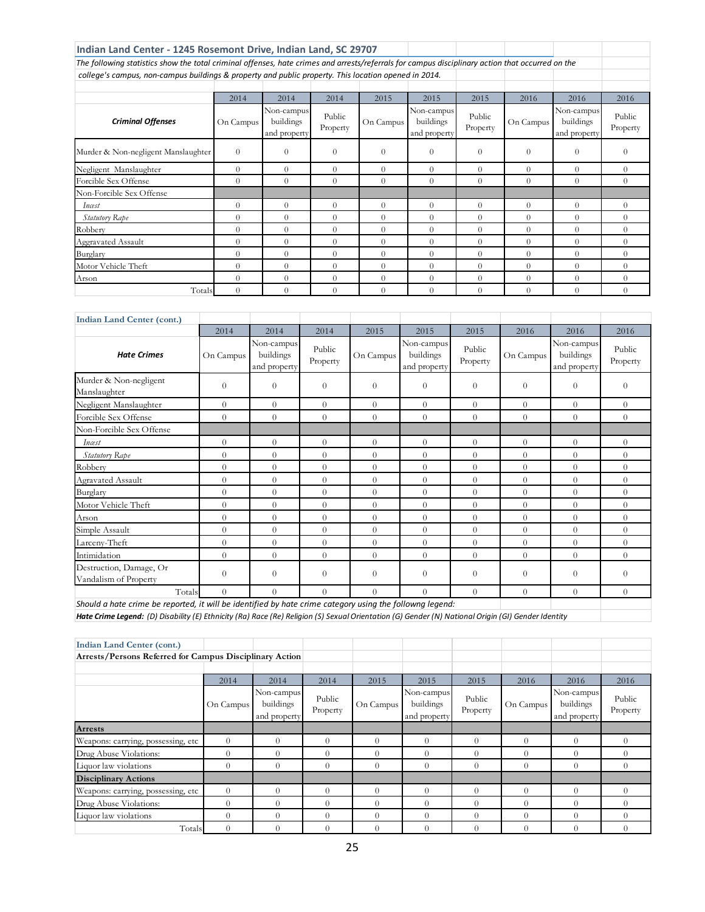## Indian Land Center - 1245 Rosemont Drive, Indian Land, SC 29707

*The following statistics show the total criminal offenses, hate crimes and arrests/referrals for campus disciplinary action that occurred on the college's campus, non-campus buildings & property and public property. This location opened in 2014.*

| | 2014 | 2014 | 2014 | 2015 | 2015 | 2015 | 2016 | 2016 | 2016 |
|---|---|---|---|---|---|---|---|---|---|
| ***Criminal Offenses*** | On Campus | Non-campus buildings and property | Public Property | On Campus | Non-campus buildings and property | Public Property | On Campus | Non-campus buildings and property | Public Property |
| Murder & Non-negligent Manslaughter | 0 | 0 | 0 | 0 | 0 | 0 | 0 | 0 | 0 |
| Negligent Manslaughter | 0 | 0 | 0 | 0 | 0 | 0 | 0 | 0 | 0 |
| Forcible Sex Offense | 0 | 0 | 0 | 0 | 0 | 0 | 0 | 0 | 0 |
| Non-Forcible Sex Offense | | | | | | | | | |
| *Incest* | 0 | 0 | 0 | 0 | 0 | 0 | 0 | 0 | 0 |
| *Statutory Rape* | 0 | 0 | 0 | 0 | 0 | 0 | 0 | 0 | 0 |
| Robbery | 0 | 0 | 0 | 0 | 0 | 0 | 0 | 0 | 0 |
| Aggravated Assault | 0 | 0 | 0 | 0 | 0 | 0 | 0 | 0 | 0 |
| Burglary | 0 | 0 | 0 | 0 | 0 | 0 | 0 | 0 | 0 |
| Motor Vehicle Theft | 0 | 0 | 0 | 0 | 0 | 0 | 0 | 0 | 0 |
| Arson | 0 | 0 | 0 | 0 | 0 | 0 | 0 | 0 | 0 |
| Totals | 0 | 0 | 0 | 0 | 0 | 0 | 0 | 0 | 0 |

### Indian Land Center (cont.)

| | 2014 | 2014 | 2014 | 2015 | 2015 | 2015 | 2016 | 2016 | 2016 |
|---|---|---|---|---|---|---|---|---|---|
| ***Hate Crimes*** | On Campus | Non-campus buildings and property | Public Property | On Campus | Non-campus buildings and property | Public Property | On Campus | Non-campus buildings and property | Public Property |
| Murder & Non-negligent Manslaughter | 0 | 0 | 0 | 0 | 0 | 0 | 0 | 0 | 0 |
| Negligent Manslaughter | 0 | 0 | 0 | 0 | 0 | 0 | 0 | 0 | 0 |
| Forcible Sex Offense | 0 | 0 | 0 | 0 | 0 | 0 | 0 | 0 | 0 |
| Non-Forcible Sex Offense | | | | | | | | | |
| *Incest* | 0 | 0 | 0 | 0 | 0 | 0 | 0 | 0 | 0 |
| *Statutory Rape* | 0 | 0 | 0 | 0 | 0 | 0 | 0 | 0 | 0 |
| Robbery | 0 | 0 | 0 | 0 | 0 | 0 | 0 | 0 | 0 |
| Agravated Assault | 0 | 0 | 0 | 0 | 0 | 0 | 0 | 0 | 0 |
| Burglary | 0 | 0 | 0 | 0 | 0 | 0 | 0 | 0 | 0 |
| Motor Vehicle Theft | 0 | 0 | 0 | 0 | 0 | 0 | 0 | 0 | 0 |
| Arson | 0 | 0 | 0 | 0 | 0 | 0 | 0 | 0 | 0 |
| Simple Assault | 0 | 0 | 0 | 0 | 0 | 0 | 0 | 0 | 0 |
| Larceny-Theft | 0 | 0 | 0 | 0 | 0 | 0 | 0 | 0 | 0 |
| Intimidation | 0 | 0 | 0 | 0 | 0 | 0 | 0 | 0 | 0 |
| Destruction, Damage, Or Vandalism of Property | 0 | 0 | 0 | 0 | 0 | 0 | 0 | 0 | 0 |
| Totals | 0 | 0 | 0 | 0 | 0 | 0 | 0 | 0 | 0 |

*Should a hate crime be reported, it will be identified by hate crime category using the followng legend:*

***Hate Crime Legend:*** *(D) Disability (E) Ethnicity (Ra) Race (Re) Religion (S) Sexual Orientation (G) Gender (N) National Origin (GI) Gender Identity*

### Indian Land Center (cont.)

**Arrests/Persons Referred for Campus Disciplinary Action**

| | 2014 | 2014 | 2014 | 2015 | 2015 | 2015 | 2016 | 2016 | 2016 |
|---|---|---|---|---|---|---|---|---|---|
| | On Campus | Non-campus buildings and property | Public Property | On Campus | Non-campus buildings and property | Public Property | On Campus | Non-campus buildings and property | Public Property |
| **Arrests** | | | | | | | | | |
| Weapons: carrying, possessing, etc | 0 | 0 | 0 | 0 | 0 | 0 | 0 | 0 | 0 |
| Drug Abuse Violations: | 0 | 0 | 0 | 0 | 0 | 0 | 0 | 0 | 0 |
| Liquor law violations | 0 | 0 | 0 | 0 | 0 | 0 | 0 | 0 | 0 |
| **Disciplinary Actions** | | | | | | | | | |
| Weapons: carrying, possessing, etc | 0 | 0 | 0 | 0 | 0 | 0 | 0 | 0 | 0 |
| Drug Abuse Violations: | 0 | 0 | 0 | 0 | 0 | 0 | 0 | 0 | 0 |
| Liquor law violations | 0 | 0 | 0 | 0 | 0 | 0 | 0 | 0 | 0 |
| Totals | 0 | 0 | 0 | 0 | 0 | 0 | 0 | 0 | 0 |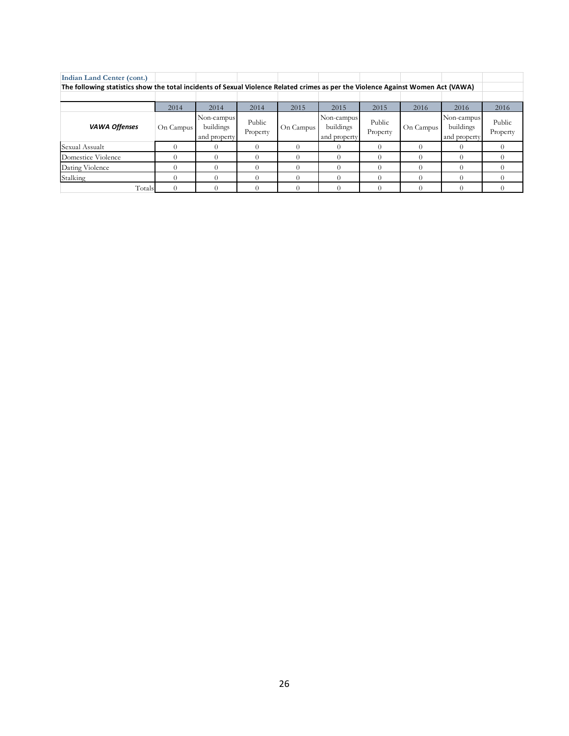**Indian Land Center (cont.)**

**The following statistics show the total incidents of Sexual Violence Related crimes as per the Violence Against Women Act (VAWA)**

| | 2014 | 2014 | 2014 | 2015 | 2015 | 2015 | 2016 | 2016 | 2016 |
|---|---|---|---|---|---|---|---|---|---|
| ***VAWA Offenses*** | On Campus | Non-campus buildings and property | Public Property | On Campus | Non-campus buildings and property | Public Property | On Campus | Non-campus buildings and property | Public Property |
| Sexual Assualt | 0 | 0 | 0 | 0 | 0 | 0 | 0 | 0 | 0 |
| Domestice Violence | 0 | 0 | 0 | 0 | 0 | 0 | 0 | 0 | 0 |
| Dating Violence | 0 | 0 | 0 | 0 | 0 | 0 | 0 | 0 | 0 |
| Stalking | 0 | 0 | 0 | 0 | 0 | 0 | 0 | 0 | 0 |
| Totals | 0 | 0 | 0 | 0 | 0 | 0 | 0 | 0 | 0 |